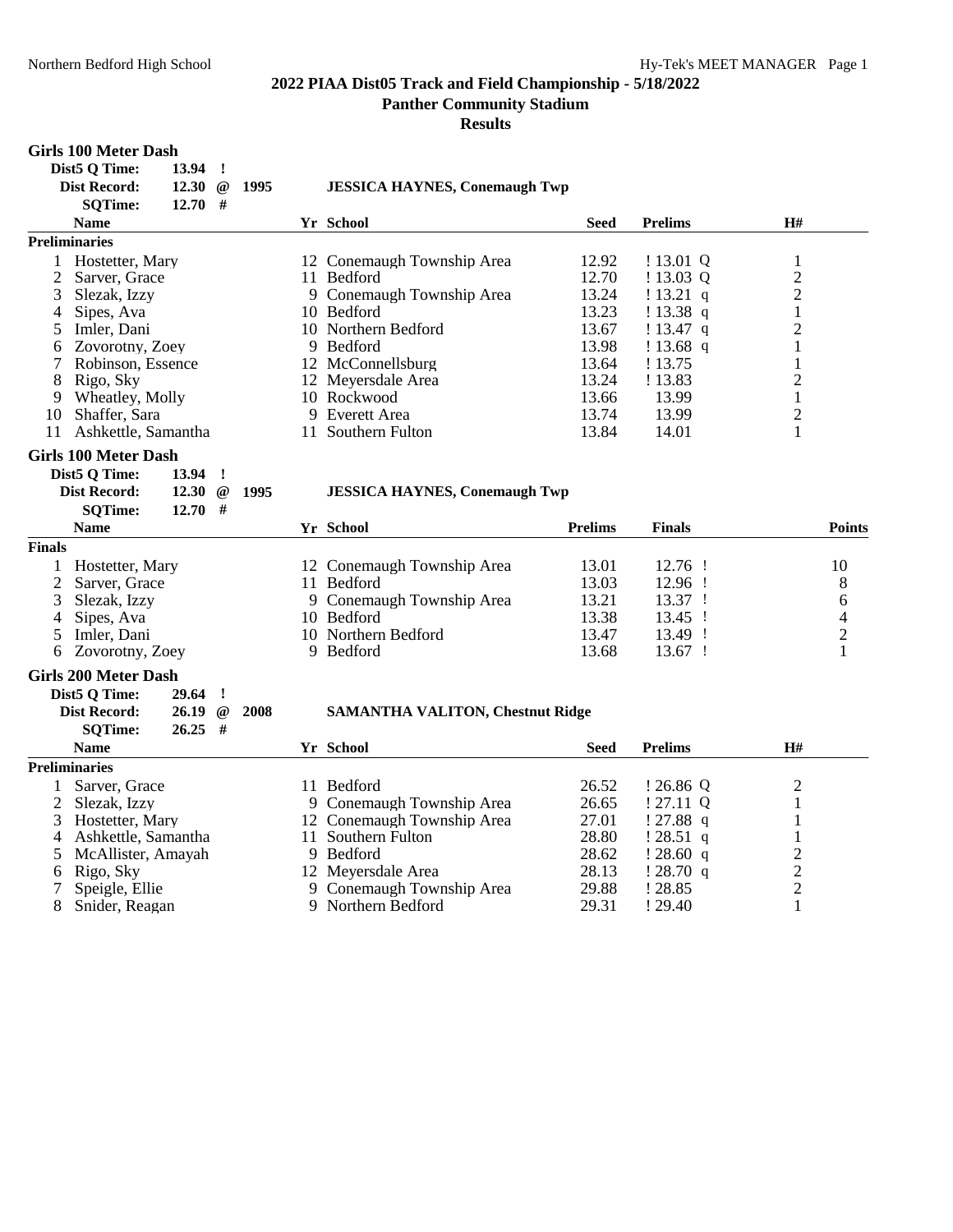## 2022 PIAA Dist05 Track and Field Championship - 5/18/2022

**Panther Community Stadium**

**Results**

### Girls 100 Meter Dash

**Dist5 Q Time:** 13.94 !
**Dist Record:** 12.30 @ 1995 **JESSICA HAYNES, Conemaugh Twp**
**SQTime:** 12.70 #

**Preliminaries**

| | Name | Yr | School | Seed | Prelims | H# |
|---|---|---|---|---|---|---|
| 1 | Hostetter, Mary | 12 | Conemaugh Township Area | 12.92 | ! 13.01 Q | 1 |
| 2 | Sarver, Grace | 11 | Bedford | 12.70 | ! 13.03 Q | 2 |
| 3 | Slezak, Izzy | 9 | Conemaugh Township Area | 13.24 | ! 13.21 q | 2 |
| 4 | Sipes, Ava | 10 | Bedford | 13.23 | ! 13.38 q | 1 |
| 5 | Imler, Dani | 10 | Northern Bedford | 13.67 | ! 13.47 q | 2 |
| 6 | Zovorotny, Zoey | 9 | Bedford | 13.98 | ! 13.68 q | 1 |
| 7 | Robinson, Essence | 12 | McConnellsburg | 13.64 | ! 13.75 | 1 |
| 8 | Rigo, Sky | 12 | Meyersdale Area | 13.24 | ! 13.83 | 2 |
| 9 | Wheatley, Molly | 10 | Rockwood | 13.66 | 13.99 | 1 |
| 10 | Shaffer, Sara | 9 | Everett Area | 13.74 | 13.99 | 2 |
| 11 | Ashkettle, Samantha | 11 | Southern Fulton | 13.84 | 14.01 | 1 |

### Girls 100 Meter Dash

**Dist5 Q Time:** 13.94 !
**Dist Record:** 12.30 @ 1995 **JESSICA HAYNES, Conemaugh Twp**
**SQTime:** 12.70 #

**Finals**

| | Name | Yr | School | Prelims | Finals | Points |
|---|---|---|---|---|---|---|
| 1 | Hostetter, Mary | 12 | Conemaugh Township Area | 13.01 | 12.76 ! | 10 |
| 2 | Sarver, Grace | 11 | Bedford | 13.03 | 12.96 ! | 8 |
| 3 | Slezak, Izzy | 9 | Conemaugh Township Area | 13.21 | 13.37 ! | 6 |
| 4 | Sipes, Ava | 10 | Bedford | 13.38 | 13.45 ! | 4 |
| 5 | Imler, Dani | 10 | Northern Bedford | 13.47 | 13.49 ! | 2 |
| 6 | Zovorotny, Zoey | 9 | Bedford | 13.68 | 13.67 ! | 1 |

### Girls 200 Meter Dash

**Dist5 Q Time:** 29.64 !
**Dist Record:** 26.19 @ 2008 **SAMANTHA VALITON, Chestnut Ridge**
**SQTime:** 26.25 #

**Preliminaries**

| | Name | Yr | School | Seed | Prelims | H# |
|---|---|---|---|---|---|---|
| 1 | Sarver, Grace | 11 | Bedford | 26.52 | ! 26.86 Q | 2 |
| 2 | Slezak, Izzy | 9 | Conemaugh Township Area | 26.65 | ! 27.11 Q | 1 |
| 3 | Hostetter, Mary | 12 | Conemaugh Township Area | 27.01 | ! 27.88 q | 1 |
| 4 | Ashkettle, Samantha | 11 | Southern Fulton | 28.80 | ! 28.51 q | 1 |
| 5 | McAllister, Amayah | 9 | Bedford | 28.62 | ! 28.60 q | 2 |
| 6 | Rigo, Sky | 12 | Meyersdale Area | 28.13 | ! 28.70 q | 2 |
| 7 | Speigle, Ellie | 9 | Conemaugh Township Area | 29.88 | ! 28.85 | 2 |
| 8 | Snider, Reagan | 9 | Northern Bedford | 29.31 | ! 29.40 | 1 |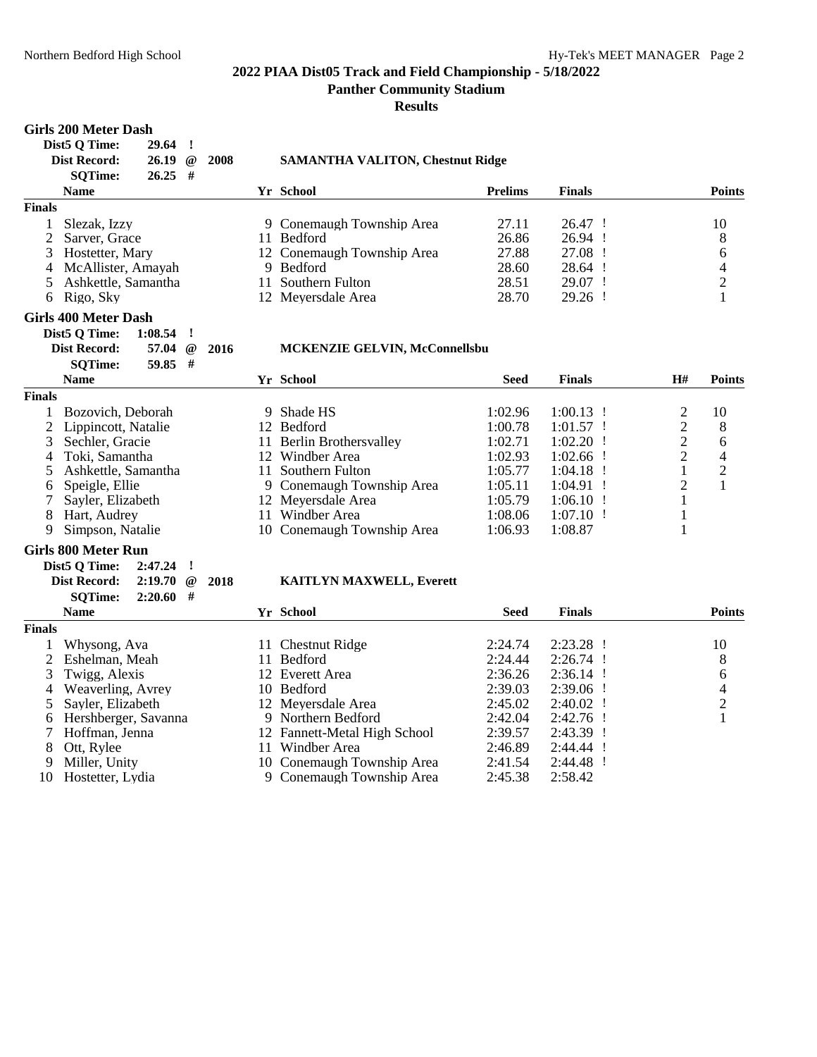## 2022 PIAA Dist05 Track and Field Championship - 5/18/2022

### Panther Community Stadium

### Results

**Girls 200 Meter Dash**

| | | | | |
|---|---|---|---|---|
| Dist5 Q Time: | 29.64 | ! | | |
| Dist Record: | 26.19 | @ | 2008 | SAMANTHA VALITON, Chestnut Ridge |
| SQTime: | 26.25 | # | | |

| | Name | Yr | School | Prelims | Finals | Points |
|---|---|---|---|---|---|---|
| **Finals** | | | | | | |
| 1 | Slezak, Izzy | 9 | Conemaugh Township Area | 27.11 | 26.47 ! | 10 |
| 2 | Sarver, Grace | 11 | Bedford | 26.86 | 26.94 ! | 8 |
| 3 | Hostetter, Mary | 12 | Conemaugh Township Area | 27.88 | 27.08 ! | 6 |
| 4 | McAllister, Amayah | 9 | Bedford | 28.60 | 28.64 ! | 4 |
| 5 | Ashkettle, Samantha | 11 | Southern Fulton | 28.51 | 29.07 ! | 2 |
| 6 | Rigo, Sky | 12 | Meyersdale Area | 28.70 | 29.26 ! | 1 |

**Girls 400 Meter Dash**

| | | | | |
|---|---|---|---|---|
| Dist5 Q Time: | 1:08.54 | ! | | |
| Dist Record: | 57.04 | @ | 2016 | MCKENZIE GELVIN, McConnellsbu |
| SQTime: | 59.85 | # | | |

| | Name | Yr | School | Seed | Finals | H# | Points |
|---|---|---|---|---|---|---|---|
| **Finals** | | | | | | | |
| 1 | Bozovich, Deborah | 9 | Shade HS | 1:02.96 | 1:00.13 ! | 2 | 10 |
| 2 | Lippincott, Natalie | 12 | Bedford | 1:00.78 | 1:01.57 ! | 2 | 8 |
| 3 | Sechler, Gracie | 11 | Berlin Brothersvalley | 1:02.71 | 1:02.20 ! | 2 | 6 |
| 4 | Toki, Samantha | 12 | Windber Area | 1:02.93 | 1:02.66 ! | 2 | 4 |
| 5 | Ashkettle, Samantha | 11 | Southern Fulton | 1:05.77 | 1:04.18 ! | 1 | 2 |
| 6 | Speigle, Ellie | 9 | Conemaugh Township Area | 1:05.11 | 1:04.91 ! | 2 | 1 |
| 7 | Sayler, Elizabeth | 12 | Meyersdale Area | 1:05.79 | 1:06.10 ! | 1 | |
| 8 | Hart, Audrey | 11 | Windber Area | 1:08.06 | 1:07.10 ! | 1 | |
| 9 | Simpson, Natalie | 10 | Conemaugh Township Area | 1:06.93 | 1:08.87 | 1 | |

**Girls 800 Meter Run**

| | | | | |
|---|---|---|---|---|
| Dist5 Q Time: | 2:47.24 | ! | | |
| Dist Record: | 2:19.70 | @ | 2018 | KAITLYN MAXWELL, Everett |
| SQTime: | 2:20.60 | # | | |

| | Name | Yr | School | Seed | Finals | Points |
|---|---|---|---|---|---|---|
| **Finals** | | | | | | |
| 1 | Whysong, Ava | 11 | Chestnut Ridge | 2:24.74 | 2:23.28 ! | 10 |
| 2 | Eshelman, Meah | 11 | Bedford | 2:24.44 | 2:26.74 ! | 8 |
| 3 | Twigg, Alexis | 12 | Everett Area | 2:36.26 | 2:36.14 ! | 6 |
| 4 | Weaverling, Avrey | 10 | Bedford | 2:39.03 | 2:39.06 ! | 4 |
| 5 | Sayler, Elizabeth | 12 | Meyersdale Area | 2:45.02 | 2:40.02 ! | 2 |
| 6 | Hershberger, Savanna | 9 | Northern Bedford | 2:42.04 | 2:42.76 ! | 1 |
| 7 | Hoffman, Jenna | 12 | Fannett-Metal High School | 2:39.57 | 2:43.39 ! | |
| 8 | Ott, Rylee | 11 | Windber Area | 2:46.89 | 2:44.44 ! | |
| 9 | Miller, Unity | 10 | Conemaugh Township Area | 2:41.54 | 2:44.48 ! | |
| 10 | Hostetter, Lydia | 9 | Conemaugh Township Area | 2:45.38 | 2:58.42 | |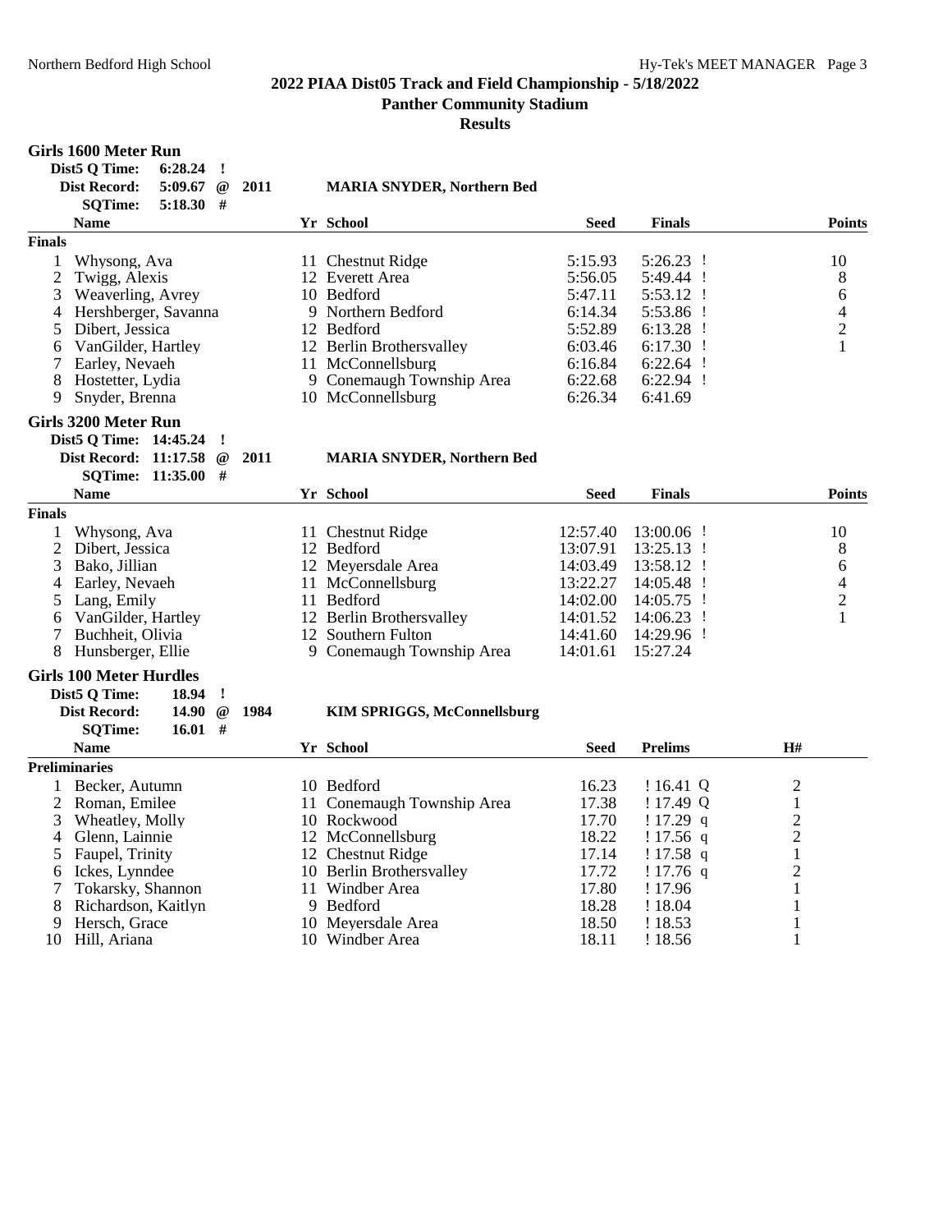# 2022 PIAA Dist05 Track and Field Championship - 5/18/2022

## Panther Community Stadium

### Results

**Girls 1600 Meter Run**

Dist5 Q Time: 6:28.24 !
Dist Record: 5:09.67 @ 2011 MARIA SNYDER, Northern Bed
SQTime: 5:18.30 #

| | Name | Yr | School | Seed | Finals | Points |
|---|---|---|---|---|---|---|
| **Finals** | | | | | | |
| 1 | Whysong, Ava | 11 | Chestnut Ridge | 5:15.93 | 5:26.23 ! | 10 |
| 2 | Twigg, Alexis | 12 | Everett Area | 5:56.05 | 5:49.44 ! | 8 |
| 3 | Weaverling, Avrey | 10 | Bedford | 5:47.11 | 5:53.12 ! | 6 |
| 4 | Hershberger, Savanna | 9 | Northern Bedford | 6:14.34 | 5:53.86 ! | 4 |
| 5 | Dibert, Jessica | 12 | Bedford | 5:52.89 | 6:13.28 ! | 2 |
| 6 | VanGilder, Hartley | 12 | Berlin Brothersvalley | 6:03.46 | 6:17.30 ! | 1 |
| 7 | Earley, Nevaeh | 11 | McConnellsburg | 6:16.84 | 6:22.64 ! | |
| 8 | Hostetter, Lydia | 9 | Conemaugh Township Area | 6:22.68 | 6:22.94 ! | |
| 9 | Snyder, Brenna | 10 | McConnellsburg | 6:26.34 | 6:41.69 | |

**Girls 3200 Meter Run**

Dist5 Q Time: 14:45.24 !
Dist Record: 11:17.58 @ 2011 MARIA SNYDER, Northern Bed
SQTime: 11:35.00 #

| | Name | Yr | School | Seed | Finals | Points |
|---|---|---|---|---|---|---|
| **Finals** | | | | | | |
| 1 | Whysong, Ava | 11 | Chestnut Ridge | 12:57.40 | 13:00.06 ! | 10 |
| 2 | Dibert, Jessica | 12 | Bedford | 13:07.91 | 13:25.13 ! | 8 |
| 3 | Bako, Jillian | 12 | Meyersdale Area | 14:03.49 | 13:58.12 ! | 6 |
| 4 | Earley, Nevaeh | 11 | McConnellsburg | 13:22.27 | 14:05.48 ! | 4 |
| 5 | Lang, Emily | 11 | Bedford | 14:02.00 | 14:05.75 ! | 2 |
| 6 | VanGilder, Hartley | 12 | Berlin Brothersvalley | 14:01.52 | 14:06.23 ! | 1 |
| 7 | Buchheit, Olivia | 12 | Southern Fulton | 14:41.60 | 14:29.96 ! | |
| 8 | Hunsberger, Ellie | 9 | Conemaugh Township Area | 14:01.61 | 15:27.24 | |

**Girls 100 Meter Hurdles**

Dist5 Q Time: 18.94 !
Dist Record: 14.90 @ 1984 KIM SPRIGGS, McConnellsburg
SQTime: 16.01 #

| | Name | Yr | School | Seed | Prelims | H# |
|---|---|---|---|---|---|---|
| **Preliminaries** | | | | | | |
| 1 | Becker, Autumn | 10 | Bedford | 16.23 | ! 16.41 Q | 2 |
| 2 | Roman, Emilee | 11 | Conemaugh Township Area | 17.38 | ! 17.49 Q | 1 |
| 3 | Wheatley, Molly | 10 | Rockwood | 17.70 | ! 17.29 q | 2 |
| 4 | Glenn, Lainnie | 12 | McConnellsburg | 18.22 | ! 17.56 q | 2 |
| 5 | Faupel, Trinity | 12 | Chestnut Ridge | 17.14 | ! 17.58 q | 1 |
| 6 | Ickes, Lynndee | 10 | Berlin Brothersvalley | 17.72 | ! 17.76 q | 2 |
| 7 | Tokarsky, Shannon | 11 | Windber Area | 17.80 | ! 17.96 | 1 |
| 8 | Richardson, Kaitlyn | 9 | Bedford | 18.28 | ! 18.04 | 1 |
| 9 | Hersch, Grace | 10 | Meyersdale Area | 18.50 | ! 18.53 | 1 |
| 10 | Hill, Ariana | 10 | Windber Area | 18.11 | ! 18.56 | 1 |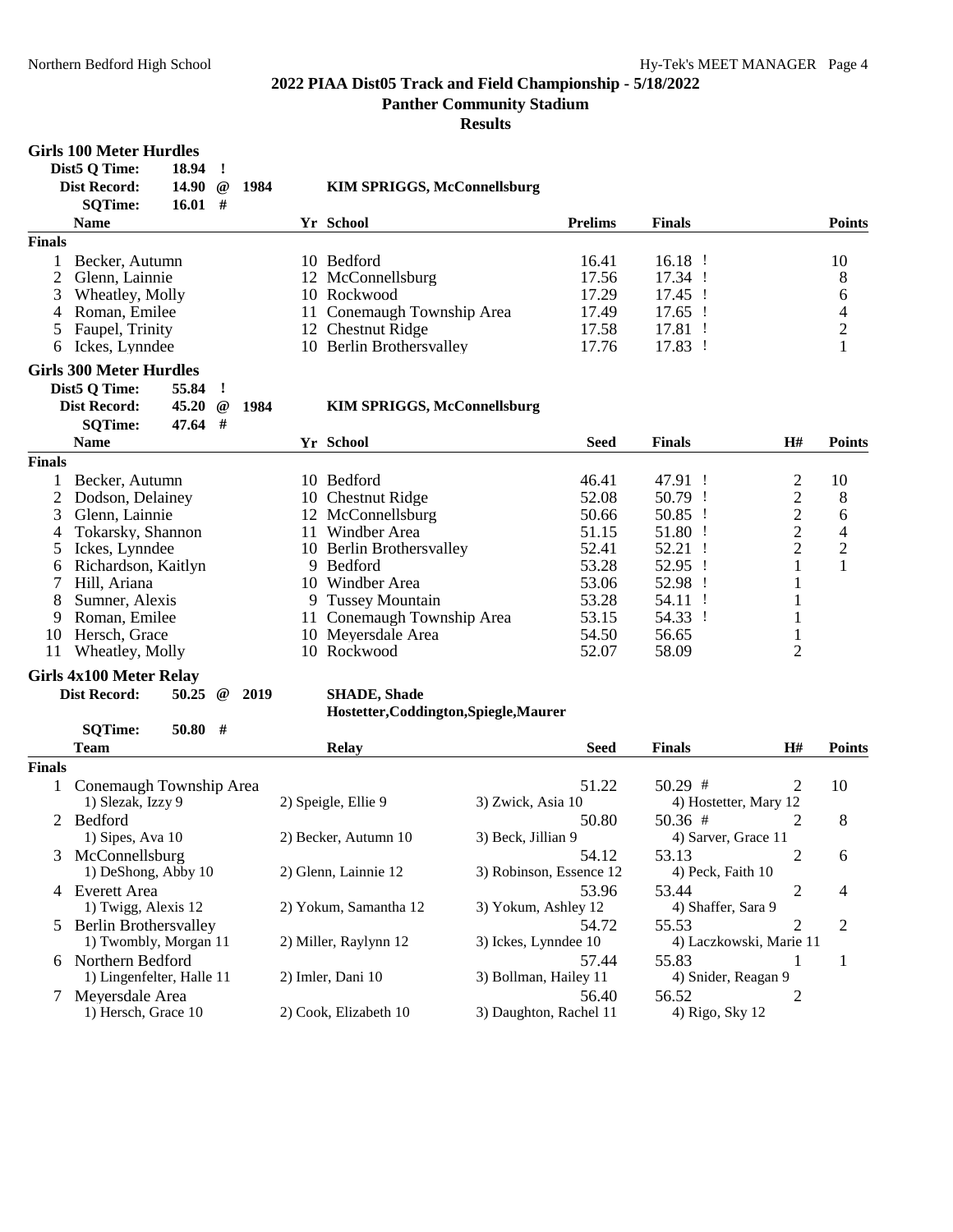## 2022 PIAA Dist05 Track and Field Championship - 5/18/2022

### Panther Community Stadium

### Results

**Girls 100 Meter Hurdles**

| | | | |
|---|---|---|---|
| **Dist5 Q Time:** | **18.94** | **!** | |
| **Dist Record:** | **14.90** | **@ 1984** | **KIM SPRIGGS, McConnellsburg** |
| **SQTime:** | **16.01** | **#** | |

| | Name | Yr | School | Prelims | Finals | Points |
|---|---|---|---|---|---|---|
| **Finals** | | | | | | |
| 1 | Becker, Autumn | 10 | Bedford | 16.41 | 16.18 ! | 10 |
| 2 | Glenn, Lainnie | 12 | McConnellsburg | 17.56 | 17.34 ! | 8 |
| 3 | Wheatley, Molly | 10 | Rockwood | 17.29 | 17.45 ! | 6 |
| 4 | Roman, Emilee | 11 | Conemaugh Township Area | 17.49 | 17.65 ! | 4 |
| 5 | Faupel, Trinity | 12 | Chestnut Ridge | 17.58 | 17.81 ! | 2 |
| 6 | Ickes, Lynndee | 10 | Berlin Brothersvalley | 17.76 | 17.83 ! | 1 |

**Girls 300 Meter Hurdles**

| | | | |
|---|---|---|---|
| **Dist5 Q Time:** | **55.84** | **!** | |
| **Dist Record:** | **45.20** | **@ 1984** | **KIM SPRIGGS, McConnellsburg** |
| **SQTime:** | **47.64** | **#** | |

| | Name | Yr | School | Seed | Finals | H# | Points |
|---|---|---|---|---|---|---|---|
| **Finals** | | | | | | | |
| 1 | Becker, Autumn | 10 | Bedford | 46.41 | 47.91 ! | 2 | 10 |
| 2 | Dodson, Delainey | 10 | Chestnut Ridge | 52.08 | 50.79 ! | 2 | 8 |
| 3 | Glenn, Lainnie | 12 | McConnellsburg | 50.66 | 50.85 ! | 2 | 6 |
| 4 | Tokarsky, Shannon | 11 | Windber Area | 51.15 | 51.80 ! | 2 | 4 |
| 5 | Ickes, Lynndee | 10 | Berlin Brothersvalley | 52.41 | 52.21 ! | 2 | 2 |
| 6 | Richardson, Kaitlyn | 9 | Bedford | 53.28 | 52.95 ! | 1 | 1 |
| 7 | Hill, Ariana | 10 | Windber Area | 53.06 | 52.98 ! | 1 | |
| 8 | Sumner, Alexis | 9 | Tussey Mountain | 53.28 | 54.11 ! | 1 | |
| 9 | Roman, Emilee | 11 | Conemaugh Township Area | 53.15 | 54.33 ! | 1 | |
| 10 | Hersch, Grace | 10 | Meyersdale Area | 54.50 | 56.65 | 1 | |
| 11 | Wheatley, Molly | 10 | Rockwood | 52.07 | 58.09 | 2 | |

**Girls 4x100 Meter Relay**

| | | | |
|---|---|---|---|
| **Dist Record:** | **50.25** | **@ 2019** | **SHADE, Shade** |
| | | | **Hostetter,Coddington,Spiegle,Maurer** |
| **SQTime:** | **50.80** | **#** | |

| | Team | Relay | Seed | Finals | H# | Points |
|---|---|---|---|---|---|---|
| **Finals** | | | | | | |
| 1 | Conemaugh Township Area | | 51.22 | 50.29 # | 2 | 10 |
| | 1) Slezak, Izzy 9 | 2) Speigle, Ellie 9 | 3) Zwick, Asia 10 | 4) Hostetter, Mary 12 | | |
| 2 | Bedford | | 50.80 | 50.36 # | 2 | 8 |
| | 1) Sipes, Ava 10 | 2) Becker, Autumn 10 | 3) Beck, Jillian 9 | 4) Sarver, Grace 11 | | |
| 3 | McConnellsburg | | 54.12 | 53.13 | 2 | 6 |
| | 1) DeShong, Abby 10 | 2) Glenn, Lainnie 12 | 3) Robinson, Essence 12 | 4) Peck, Faith 10 | | |
| 4 | Everett Area | | 53.96 | 53.44 | 2 | 4 |
| | 1) Twigg, Alexis 12 | 2) Yokum, Samantha 12 | 3) Yokum, Ashley 12 | 4) Shaffer, Sara 9 | | |
| 5 | Berlin Brothersvalley | | 54.72 | 55.53 | 2 | 2 |
| | 1) Twombly, Morgan 11 | 2) Miller, Raylynn 12 | 3) Ickes, Lynndee 10 | 4) Laczkowski, Marie 11 | | |
| 6 | Northern Bedford | | 57.44 | 55.83 | 1 | 1 |
| | 1) Lingenfelter, Halle 11 | 2) Imler, Dani 10 | 3) Bollman, Hailey 11 | 4) Snider, Reagan 9 | | |
| 7 | Meyersdale Area | | 56.40 | 56.52 | 2 | |
| | 1) Hersch, Grace 10 | 2) Cook, Elizabeth 10 | 3) Daughton, Rachel 11 | 4) Rigo, Sky 12 | | |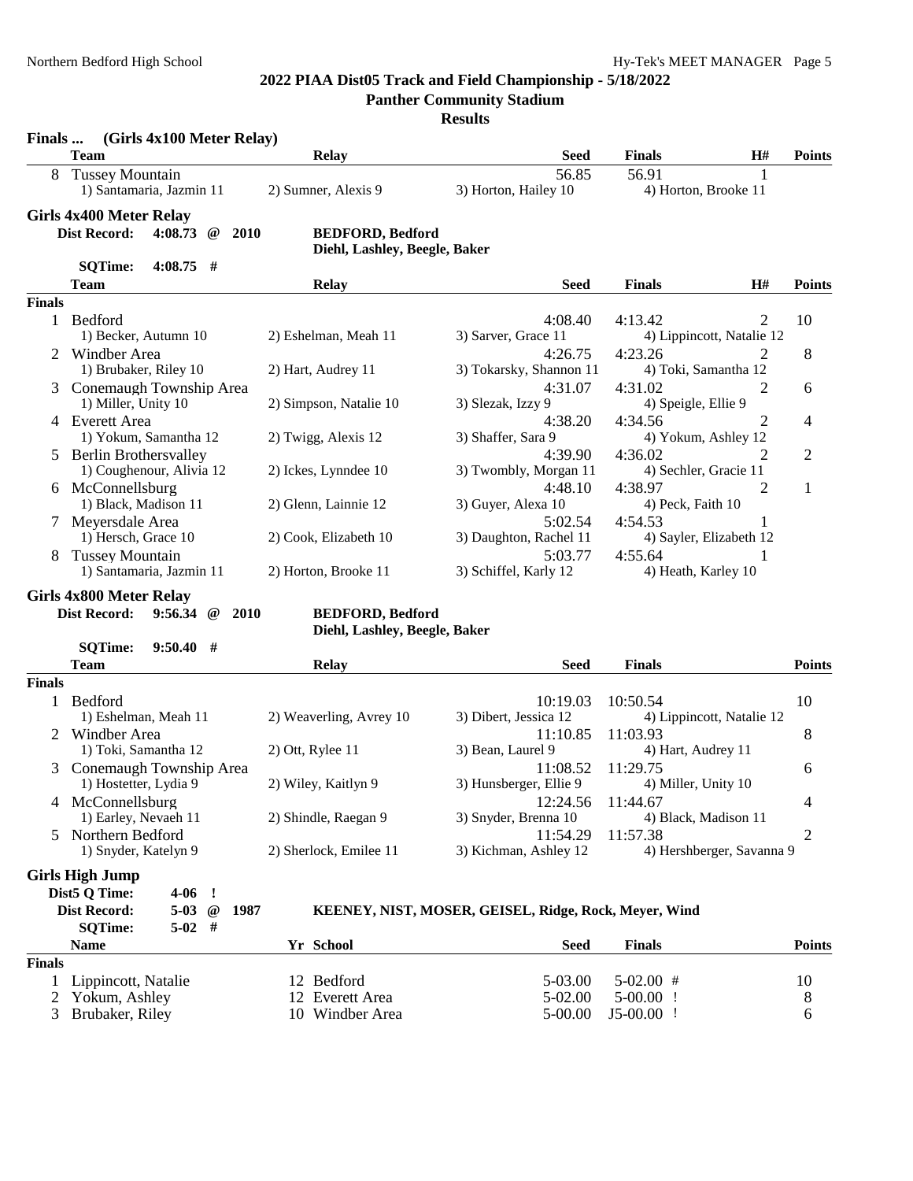## 2022 PIAA Dist05 Track and Field Championship - 5/18/2022

### Panther Community Stadium

### Results

**Finals ... (Girls 4x100 Meter Relay)**

| | Team | Relay | | Seed | Finals | H# | Points |
|---|---|---|---|---|---|---|---|
| 8 | Tussey Mountain | | | 56.85 | 56.91 | 1 | |
| | 1) Santamaria, Jazmin 11 | 2) Sumner, Alexis 9 | 3) Horton, Hailey 10 | 4) Horton, Brooke 11 | | | |

### Girls 4x400 Meter Relay

**Dist Record:** 4:08.73 @ 2010 — BEDFORD, Bedford — Diehl, Lashley, Beegle, Baker

**SQTime:** 4:08.75 #

**Finals**

| | Team | Relay | | Seed | Finals | H# | Points |
|---|---|---|---|---|---|---|---|
| 1 | Bedford | | | 4:08.40 | 4:13.42 | 2 | 10 |
| | 1) Becker, Autumn 10 | 2) Eshelman, Meah 11 | 3) Sarver, Grace 11 | 4) Lippincott, Natalie 12 | | | |
| 2 | Windber Area | | | 4:26.75 | 4:23.26 | 2 | 8 |
| | 1) Brubaker, Riley 10 | 2) Hart, Audrey 11 | 3) Tokarsky, Shannon 11 | 4) Toki, Samantha 12 | | | |
| 3 | Conemaugh Township Area | | | 4:31.07 | 4:31.02 | 2 | 6 |
| | 1) Miller, Unity 10 | 2) Simpson, Natalie 10 | 3) Slezak, Izzy 9 | 4) Speigle, Ellie 9 | | | |
| 4 | Everett Area | | | 4:38.20 | 4:34.56 | 2 | 4 |
| | 1) Yokum, Samantha 12 | 2) Twigg, Alexis 12 | 3) Shaffer, Sara 9 | 4) Yokum, Ashley 12 | | | |
| 5 | Berlin Brothersvalley | | | 4:39.90 | 4:36.02 | 2 | 2 |
| | 1) Coughenour, Alivia 12 | 2) Ickes, Lynndee 10 | 3) Twombly, Morgan 11 | 4) Sechler, Gracie 11 | | | |
| 6 | McConnellsburg | | | 4:48.10 | 4:38.97 | 2 | 1 |
| | 1) Black, Madison 11 | 2) Glenn, Lainnie 12 | 3) Guyer, Alexa 10 | 4) Peck, Faith 10 | | | |
| 7 | Meyersdale Area | | | 5:02.54 | 4:54.53 | 1 | |
| | 1) Hersch, Grace 10 | 2) Cook, Elizabeth 10 | 3) Daughton, Rachel 11 | 4) Sayler, Elizabeth 12 | | | |
| 8 | Tussey Mountain | | | 5:03.77 | 4:55.64 | 1 | |
| | 1) Santamaria, Jazmin 11 | 2) Horton, Brooke 11 | 3) Schiffel, Karly 12 | 4) Heath, Karley 10 | | | |

### Girls 4x800 Meter Relay

**Dist Record:** 9:56.34 @ 2010 — BEDFORD, Bedford — Diehl, Lashley, Beegle, Baker

**SQTime:** 9:50.40 #

**Finals**

| | Team | Relay | | Seed | Finals | Points |
|---|---|---|---|---|---|---|
| 1 | Bedford | | | 10:19.03 | 10:50.54 | 10 |
| | 1) Eshelman, Meah 11 | 2) Weaverling, Avrey 10 | 3) Dibert, Jessica 12 | 4) Lippincott, Natalie 12 | | |
| 2 | Windber Area | | | 11:10.85 | 11:03.93 | 8 |
| | 1) Toki, Samantha 12 | 2) Ott, Rylee 11 | 3) Bean, Laurel 9 | 4) Hart, Audrey 11 | | |
| 3 | Conemaugh Township Area | | | 11:08.52 | 11:29.75 | 6 |
| | 1) Hostetter, Lydia 9 | 2) Wiley, Kaitlyn 9 | 3) Hunsberger, Ellie 9 | 4) Miller, Unity 10 | | |
| 4 | McConnellsburg | | | 12:24.56 | 11:44.67 | 4 |
| | 1) Earley, Nevaeh 11 | 2) Shindle, Raegan 9 | 3) Snyder, Brenna 10 | 4) Black, Madison 11 | | |
| 5 | Northern Bedford | | | 11:54.29 | 11:57.38 | 2 |
| | 1) Snyder, Katelyn 9 | 2) Sherlock, Emilee 11 | 3) Kichman, Ashley 12 | 4) Hershberger, Savanna 9 | | |

### Girls High Jump

**Dist5 Q Time:** 4-06 !

**Dist Record:** 5-03 @ 1987 — KEENEY, NIST, MOSER, GEISEL, Ridge, Rock, Meyer, Wind

**SQTime:** 5-02 #

**Finals**

| | Name | Yr | School | Seed | Finals | Points |
|---|---|---|---|---|---|---|
| 1 | Lippincott, Natalie | 12 | Bedford | 5-03.00 | 5-02.00 # | 10 |
| 2 | Yokum, Ashley | 12 | Everett Area | 5-02.00 | 5-00.00 ! | 8 |
| 3 | Brubaker, Riley | 10 | Windber Area | 5-00.00 | J5-00.00 ! | 6 |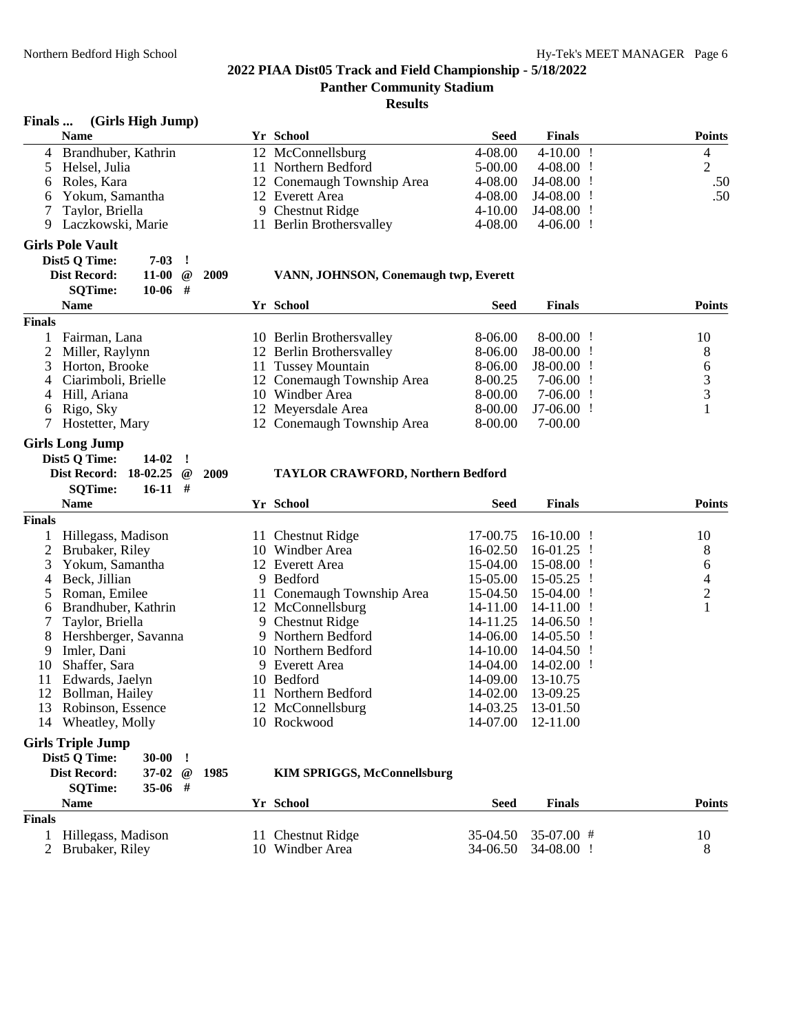## 2022 PIAA Dist05 Track and Field Championship - 5/18/2022

**Panther Community Stadium**

**Results**

### Finals ... (Girls High Jump)

| | Name | Yr | School | Seed | Finals | Points |
|---|---|---|---|---|---|---|
| 4 | Brandhuber, Kathrin | 12 | McConnellsburg | 4-08.00 | 4-10.00 ! | 4 |
| 5 | Helsel, Julia | 11 | Northern Bedford | 5-00.00 | 4-08.00 ! | 2 |
| 6 | Roles, Kara | 12 | Conemaugh Township Area | 4-08.00 | J4-08.00 ! | .50 |
| 6 | Yokum, Samantha | 12 | Everett Area | 4-08.00 | J4-08.00 ! | .50 |
| 7 | Taylor, Briella | 9 | Chestnut Ridge | 4-10.00 | J4-08.00 ! | |
| 9 | Laczkowski, Marie | 11 | Berlin Brothersvalley | 4-08.00 | 4-06.00 ! | |

### Girls Pole Vault

Dist5 Q Time: 7-03 !
Dist Record: 11-00 @ 2009 VANN, JOHNSON, Conemaugh twp, Everett
SQTime: 10-06 #

**Finals**

| | Name | Yr | School | Seed | Finals | Points |
|---|---|---|---|---|---|---|
| 1 | Fairman, Lana | 10 | Berlin Brothersvalley | 8-06.00 | 8-00.00 ! | 10 |
| 2 | Miller, Raylynn | 12 | Berlin Brothersvalley | 8-06.00 | J8-00.00 ! | 8 |
| 3 | Horton, Brooke | 11 | Tussey Mountain | 8-06.00 | J8-00.00 ! | 6 |
| 4 | Ciarimboli, Brielle | 12 | Conemaugh Township Area | 8-00.25 | 7-06.00 ! | 3 |
| 4 | Hill, Ariana | 10 | Windber Area | 8-00.00 | 7-06.00 ! | 3 |
| 6 | Rigo, Sky | 12 | Meyersdale Area | 8-00.00 | J7-06.00 ! | 1 |
| 7 | Hostetter, Mary | 12 | Conemaugh Township Area | 8-00.00 | 7-00.00 | |

### Girls Long Jump

Dist5 Q Time: 14-02 !
Dist Record: 18-02.25 @ 2009 TAYLOR CRAWFORD, Northern Bedford
SQTime: 16-11 #

**Finals**

| | Name | Yr | School | Seed | Finals | Points |
|---|---|---|---|---|---|---|
| 1 | Hillegass, Madison | 11 | Chestnut Ridge | 17-00.75 | 16-10.00 ! | 10 |
| 2 | Brubaker, Riley | 10 | Windber Area | 16-02.50 | 16-01.25 ! | 8 |
| 3 | Yokum, Samantha | 12 | Everett Area | 15-04.00 | 15-08.00 ! | 6 |
| 4 | Beck, Jillian | 9 | Bedford | 15-05.00 | 15-05.25 ! | 4 |
| 5 | Roman, Emilee | 11 | Conemaugh Township Area | 15-04.50 | 15-04.00 ! | 2 |
| 6 | Brandhuber, Kathrin | 12 | McConnellsburg | 14-11.00 | 14-11.00 ! | 1 |
| 7 | Taylor, Briella | 9 | Chestnut Ridge | 14-11.25 | 14-06.50 ! | |
| 8 | Hershberger, Savanna | 9 | Northern Bedford | 14-06.00 | 14-05.50 ! | |
| 9 | Imler, Dani | 10 | Northern Bedford | 14-10.00 | 14-04.50 ! | |
| 10 | Shaffer, Sara | 9 | Everett Area | 14-04.00 | 14-02.00 ! | |
| 11 | Edwards, Jaelyn | 10 | Bedford | 14-09.00 | 13-10.75 | |
| 12 | Bollman, Hailey | 11 | Northern Bedford | 14-02.00 | 13-09.25 | |
| 13 | Robinson, Essence | 12 | McConnellsburg | 14-03.25 | 13-01.50 | |
| 14 | Wheatley, Molly | 10 | Rockwood | 14-07.00 | 12-11.00 | |

### Girls Triple Jump

Dist5 Q Time: 30-00 !
Dist Record: 37-02 @ 1985 KIM SPRIGGS, McConnellsburg
SQTime: 35-06 #

**Finals**

| | Name | Yr | School | Seed | Finals | Points |
|---|---|---|---|---|---|---|
| 1 | Hillegass, Madison | 11 | Chestnut Ridge | 35-04.50 | 35-07.00 # | 10 |
| 2 | Brubaker, Riley | 10 | Windber Area | 34-06.50 | 34-08.00 ! | 8 |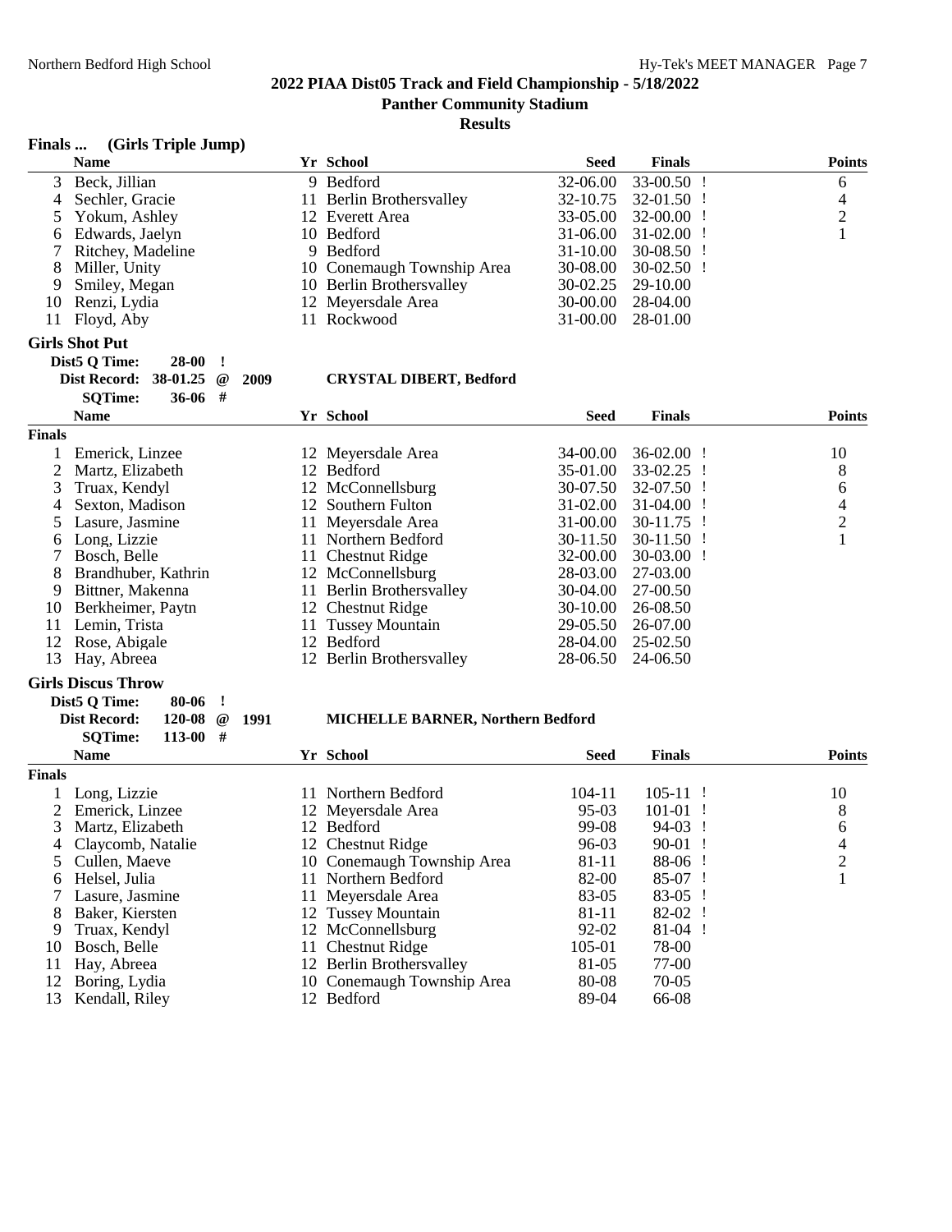## 2022 PIAA Dist05 Track and Field Championship - 5/18/2022

### Panther Community Stadium

### Results

**Finals ... (Girls Triple Jump)**

| | Name | Yr | School | Seed | Finals | Points |
|---|---|---|---|---|---|---|
| 3 | Beck, Jillian | 9 | Bedford | 32-06.00 | 33-00.50 ! | 6 |
| 4 | Sechler, Gracie | 11 | Berlin Brothersvalley | 32-10.75 | 32-01.50 ! | 4 |
| 5 | Yokum, Ashley | 12 | Everett Area | 33-05.00 | 32-00.00 ! | 2 |
| 6 | Edwards, Jaelyn | 10 | Bedford | 31-06.00 | 31-02.00 ! | 1 |
| 7 | Ritchey, Madeline | 9 | Bedford | 31-10.00 | 30-08.50 ! | |
| 8 | Miller, Unity | 10 | Conemaugh Township Area | 30-08.00 | 30-02.50 ! | |
| 9 | Smiley, Megan | 10 | Berlin Brothersvalley | 30-02.25 | 29-10.00 | |
| 10 | Renzi, Lydia | 12 | Meyersdale Area | 30-00.00 | 28-04.00 | |
| 11 | Floyd, Aby | 11 | Rockwood | 31-00.00 | 28-01.00 | |

**Girls Shot Put**

Dist5 Q Time: 28-00 !
Dist Record: 38-01.25 @ 2009 CRYSTAL DIBERT, Bedford
SQTime: 36-06 #

| | Name | Yr | School | Seed | Finals | Points |
|---|---|---|---|---|---|---|
| **Finals** | | | | | | |
| 1 | Emerick, Linzee | 12 | Meyersdale Area | 34-00.00 | 36-02.00 ! | 10 |
| 2 | Martz, Elizabeth | 12 | Bedford | 35-01.00 | 33-02.25 ! | 8 |
| 3 | Truax, Kendyl | 12 | McConnellsburg | 30-07.50 | 32-07.50 ! | 6 |
| 4 | Sexton, Madison | 12 | Southern Fulton | 31-02.00 | 31-04.00 ! | 4 |
| 5 | Lasure, Jasmine | 11 | Meyersdale Area | 31-00.00 | 30-11.75 ! | 2 |
| 6 | Long, Lizzie | 11 | Northern Bedford | 30-11.50 | 30-11.50 ! | 1 |
| 7 | Bosch, Belle | 11 | Chestnut Ridge | 32-00.00 | 30-03.00 ! | |
| 8 | Brandhuber, Kathrin | 12 | McConnellsburg | 28-03.00 | 27-03.00 | |
| 9 | Bittner, Makenna | 11 | Berlin Brothersvalley | 30-04.00 | 27-00.50 | |
| 10 | Berkheimer, Paytn | 12 | Chestnut Ridge | 30-10.00 | 26-08.50 | |
| 11 | Lemin, Trista | 11 | Tussey Mountain | 29-05.50 | 26-07.00 | |
| 12 | Rose, Abigale | 12 | Bedford | 28-04.00 | 25-02.50 | |
| 13 | Hay, Abreea | 12 | Berlin Brothersvalley | 28-06.50 | 24-06.50 | |

**Girls Discus Throw**

Dist5 Q Time: 80-06 !
Dist Record: 120-08 @ 1991 MICHELLE BARNER, Northern Bedford
SQTime: 113-00 #

| | Name | Yr | School | Seed | Finals | Points |
|---|---|---|---|---|---|---|
| **Finals** | | | | | | |
| 1 | Long, Lizzie | 11 | Northern Bedford | 104-11 | 105-11 ! | 10 |
| 2 | Emerick, Linzee | 12 | Meyersdale Area | 95-03 | 101-01 ! | 8 |
| 3 | Martz, Elizabeth | 12 | Bedford | 99-08 | 94-03 ! | 6 |
| 4 | Claycomb, Natalie | 12 | Chestnut Ridge | 96-03 | 90-01 ! | 4 |
| 5 | Cullen, Maeve | 10 | Conemaugh Township Area | 81-11 | 88-06 ! | 2 |
| 6 | Helsel, Julia | 11 | Northern Bedford | 82-00 | 85-07 ! | 1 |
| 7 | Lasure, Jasmine | 11 | Meyersdale Area | 83-05 | 83-05 ! | |
| 8 | Baker, Kiersten | 12 | Tussey Mountain | 81-11 | 82-02 ! | |
| 9 | Truax, Kendyl | 12 | McConnellsburg | 92-02 | 81-04 ! | |
| 10 | Bosch, Belle | 11 | Chestnut Ridge | 105-01 | 78-00 | |
| 11 | Hay, Abreea | 12 | Berlin Brothersvalley | 81-05 | 77-00 | |
| 12 | Boring, Lydia | 10 | Conemaugh Township Area | 80-08 | 70-05 | |
| 13 | Kendall, Riley | 12 | Bedford | 89-04 | 66-08 | |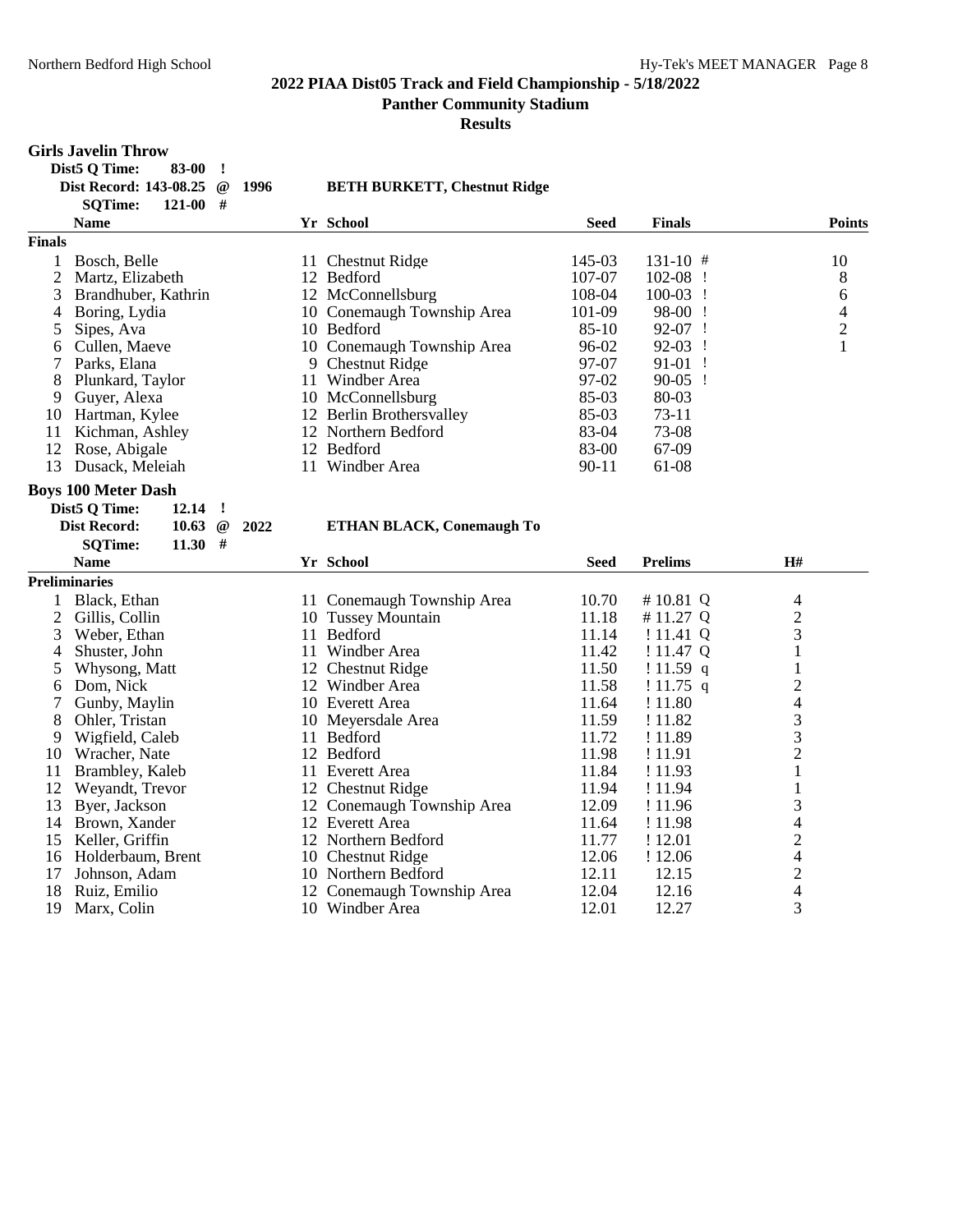**2022 PIAA Dist05 Track and Field Championship - 5/18/2022**

**Panther Community Stadium**

**Results**

### Girls Javelin Throw

**Dist5 Q Time:** 83-00 !
**Dist Record:** 143-08.25 @ 1996 **BETH BURKETT, Chestnut Ridge**
**SQTime:** 121-00 #

| | Name | Yr | School | Seed | Finals | Points |
|---|---|---|---|---|---|---|
| **Finals** | | | | | | |
| 1 | Bosch, Belle | 11 | Chestnut Ridge | 145-03 | 131-10 # | 10 |
| 2 | Martz, Elizabeth | 12 | Bedford | 107-07 | 102-08 ! | 8 |
| 3 | Brandhuber, Kathrin | 12 | McConnellsburg | 108-04 | 100-03 ! | 6 |
| 4 | Boring, Lydia | 10 | Conemaugh Township Area | 101-09 | 98-00 ! | 4 |
| 5 | Sipes, Ava | 10 | Bedford | 85-10 | 92-07 ! | 2 |
| 6 | Cullen, Maeve | 10 | Conemaugh Township Area | 96-02 | 92-03 ! | 1 |
| 7 | Parks, Elana | 9 | Chestnut Ridge | 97-07 | 91-01 ! | |
| 8 | Plunkard, Taylor | 11 | Windber Area | 97-02 | 90-05 ! | |
| 9 | Guyer, Alexa | 10 | McConnellsburg | 85-03 | 80-03 | |
| 10 | Hartman, Kylee | 12 | Berlin Brothersvalley | 85-03 | 73-11 | |
| 11 | Kichman, Ashley | 12 | Northern Bedford | 83-04 | 73-08 | |
| 12 | Rose, Abigale | 12 | Bedford | 83-00 | 67-09 | |
| 13 | Dusack, Meleiah | 11 | Windber Area | 90-11 | 61-08 | |

### Boys 100 Meter Dash

**Dist5 Q Time:** 12.14 !
**Dist Record:** 10.63 @ 2022 **ETHAN BLACK, Conemaugh To**
**SQTime:** 11.30 #

| | Name | Yr | School | Seed | Prelims | H# |
|---|---|---|---|---|---|---|
| **Preliminaries** | | | | | | |
| 1 | Black, Ethan | 11 | Conemaugh Township Area | 10.70 | # 10.81 Q | 4 |
| 2 | Gillis, Collin | 10 | Tussey Mountain | 11.18 | # 11.27 Q | 2 |
| 3 | Weber, Ethan | 11 | Bedford | 11.14 | ! 11.41 Q | 3 |
| 4 | Shuster, John | 11 | Windber Area | 11.42 | ! 11.47 Q | 1 |
| 5 | Whysong, Matt | 12 | Chestnut Ridge | 11.50 | ! 11.59 q | 1 |
| 6 | Dom, Nick | 12 | Windber Area | 11.58 | ! 11.75 q | 2 |
| 7 | Gunby, Maylin | 10 | Everett Area | 11.64 | ! 11.80 | 4 |
| 8 | Ohler, Tristan | 10 | Meyersdale Area | 11.59 | ! 11.82 | 3 |
| 9 | Wigfield, Caleb | 11 | Bedford | 11.72 | ! 11.89 | 3 |
| 10 | Wracher, Nate | 12 | Bedford | 11.98 | ! 11.91 | 2 |
| 11 | Brambley, Kaleb | 11 | Everett Area | 11.84 | ! 11.93 | 1 |
| 12 | Weyandt, Trevor | 12 | Chestnut Ridge | 11.94 | ! 11.94 | 1 |
| 13 | Byer, Jackson | 12 | Conemaugh Township Area | 12.09 | ! 11.96 | 3 |
| 14 | Brown, Xander | 12 | Everett Area | 11.64 | ! 11.98 | 4 |
| 15 | Keller, Griffin | 12 | Northern Bedford | 11.77 | ! 12.01 | 2 |
| 16 | Holderbaum, Brent | 10 | Chestnut Ridge | 12.06 | ! 12.06 | 4 |
| 17 | Johnson, Adam | 10 | Northern Bedford | 12.11 | 12.15 | 2 |
| 18 | Ruiz, Emilio | 12 | Conemaugh Township Area | 12.04 | 12.16 | 4 |
| 19 | Marx, Colin | 10 | Windber Area | 12.01 | 12.27 | 3 |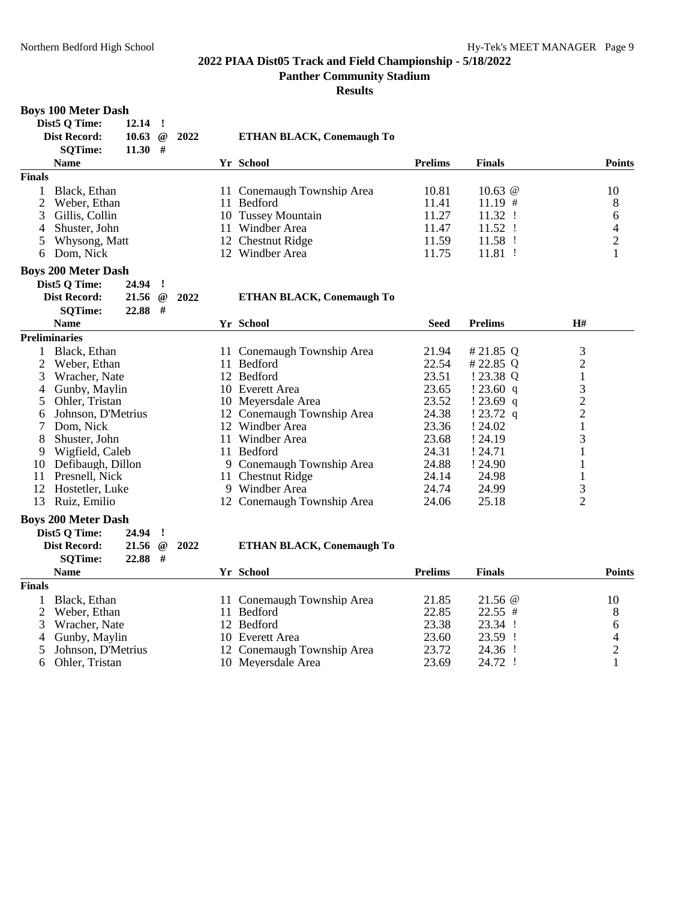**2022 PIAA Dist05 Track and Field Championship - 5/18/2022**

**Panther Community Stadium**

**Results**

### Boys 100 Meter Dash

| | | | |
|---|---|---|---|
| **Dist5 Q Time:** | **12.14** | **!** | |
| **Dist Record:** | **10.63** | **@** | **2022 ETHAN BLACK, Conemaugh To** |
| **SQTime:** | **11.30** | **#** | |

**Finals**

| | Name | Yr | School | Prelims | Finals | Points |
|---|---|---|---|---|---|---|
| 1 | Black, Ethan | 11 | Conemaugh Township Area | 10.81 | 10.63 @ | 10 |
| 2 | Weber, Ethan | 11 | Bedford | 11.41 | 11.19 # | 8 |
| 3 | Gillis, Collin | 10 | Tussey Mountain | 11.27 | 11.32 ! | 6 |
| 4 | Shuster, John | 11 | Windber Area | 11.47 | 11.52 ! | 4 |
| 5 | Whysong, Matt | 12 | Chestnut Ridge | 11.59 | 11.58 ! | 2 |
| 6 | Dom, Nick | 12 | Windber Area | 11.75 | 11.81 ! | 1 |

### Boys 200 Meter Dash

| | | | |
|---|---|---|---|
| **Dist5 Q Time:** | **24.94** | **!** | |
| **Dist Record:** | **21.56** | **@** | **2022 ETHAN BLACK, Conemaugh To** |
| **SQTime:** | **22.88** | **#** | |

**Preliminaries**

| | Name | Yr | School | Seed | Prelims | H# |
|---|---|---|---|---|---|---|
| 1 | Black, Ethan | 11 | Conemaugh Township Area | 21.94 | # 21.85 Q | 3 |
| 2 | Weber, Ethan | 11 | Bedford | 22.54 | # 22.85 Q | 2 |
| 3 | Wracher, Nate | 12 | Bedford | 23.51 | ! 23.38 Q | 1 |
| 4 | Gunby, Maylin | 10 | Everett Area | 23.65 | ! 23.60 q | 3 |
| 5 | Ohler, Tristan | 10 | Meyersdale Area | 23.52 | ! 23.69 q | 2 |
| 6 | Johnson, D'Metrius | 12 | Conemaugh Township Area | 24.38 | ! 23.72 q | 2 |
| 7 | Dom, Nick | 12 | Windber Area | 23.36 | ! 24.02 | 1 |
| 8 | Shuster, John | 11 | Windber Area | 23.68 | ! 24.19 | 3 |
| 9 | Wigfield, Caleb | 11 | Bedford | 24.31 | ! 24.71 | 1 |
| 10 | Defibaugh, Dillon | 9 | Conemaugh Township Area | 24.88 | ! 24.90 | 1 |
| 11 | Presnell, Nick | 11 | Chestnut Ridge | 24.14 | 24.98 | 1 |
| 12 | Hostetler, Luke | 9 | Windber Area | 24.74 | 24.99 | 3 |
| 13 | Ruiz, Emilio | 12 | Conemaugh Township Area | 24.06 | 25.18 | 2 |

### Boys 200 Meter Dash

| | | | |
|---|---|---|---|
| **Dist5 Q Time:** | **24.94** | **!** | |
| **Dist Record:** | **21.56** | **@** | **2022 ETHAN BLACK, Conemaugh To** |
| **SQTime:** | **22.88** | **#** | |

**Finals**

| | Name | Yr | School | Prelims | Finals | Points |
|---|---|---|---|---|---|---|
| 1 | Black, Ethan | 11 | Conemaugh Township Area | 21.85 | 21.56 @ | 10 |
| 2 | Weber, Ethan | 11 | Bedford | 22.85 | 22.55 # | 8 |
| 3 | Wracher, Nate | 12 | Bedford | 23.38 | 23.34 ! | 6 |
| 4 | Gunby, Maylin | 10 | Everett Area | 23.60 | 23.59 ! | 4 |
| 5 | Johnson, D'Metrius | 12 | Conemaugh Township Area | 23.72 | 24.36 ! | 2 |
| 6 | Ohler, Tristan | 10 | Meyersdale Area | 23.69 | 24.72 ! | 1 |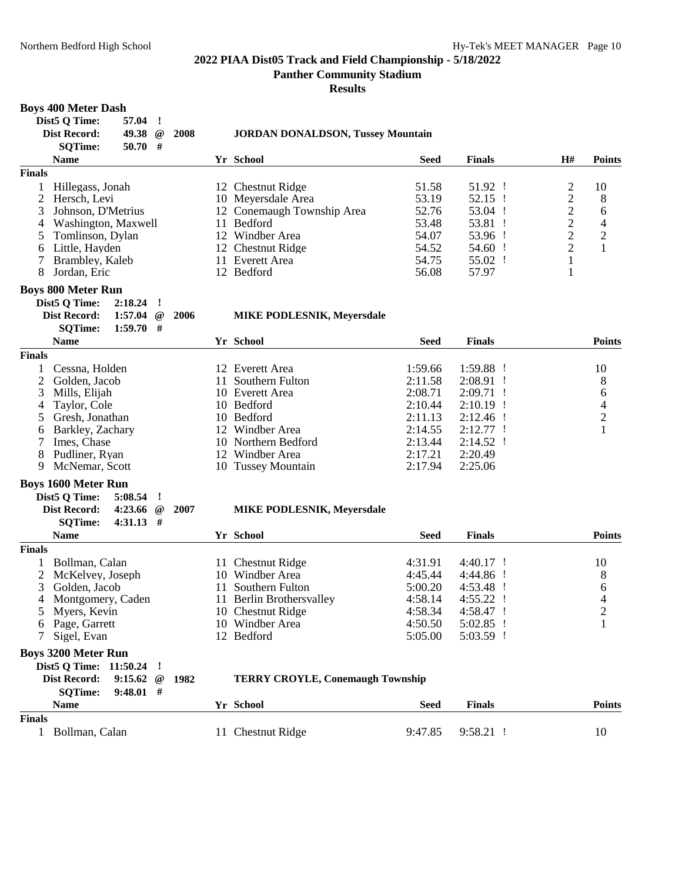## 2022 PIAA Dist05 Track and Field Championship - 5/18/2022

### Panther Community Stadium

### Results

#### Boys 400 Meter Dash

Dist5 Q Time: 57.04 !
Dist Record: 49.38 @ 2008 JORDAN DONALDSON, Tussey Mountain
SQTime: 50.70 #

| | Name | Yr | School | Seed | Finals | H# | Points |
|---|---|---|---|---|---|---|---|
| **Finals** | | | | | | | |
| 1 | Hillegass, Jonah | 12 | Chestnut Ridge | 51.58 | 51.92 ! | 2 | 10 |
| 2 | Hersch, Levi | 10 | Meyersdale Area | 53.19 | 52.15 ! | 2 | 8 |
| 3 | Johnson, D'Metrius | 12 | Conemaugh Township Area | 52.76 | 53.04 ! | 2 | 6 |
| 4 | Washington, Maxwell | 11 | Bedford | 53.48 | 53.81 ! | 2 | 4 |
| 5 | Tomlinson, Dylan | 12 | Windber Area | 54.07 | 53.96 ! | 2 | 2 |
| 6 | Little, Hayden | 12 | Chestnut Ridge | 54.52 | 54.60 ! | 2 | 1 |
| 7 | Brambley, Kaleb | 11 | Everett Area | 54.75 | 55.02 ! | 1 | |
| 8 | Jordan, Eric | 12 | Bedford | 56.08 | 57.97 | 1 | |

#### Boys 800 Meter Run

Dist5 Q Time: 2:18.24 !
Dist Record: 1:57.04 @ 2006 MIKE PODLESNIK, Meyersdale
SQTime: 1:59.70 #

| | Name | Yr | School | Seed | Finals | Points |
|---|---|---|---|---|---|---|
| **Finals** | | | | | | |
| 1 | Cessna, Holden | 12 | Everett Area | 1:59.66 | 1:59.88 ! | 10 |
| 2 | Golden, Jacob | 11 | Southern Fulton | 2:11.58 | 2:08.91 ! | 8 |
| 3 | Mills, Elijah | 10 | Everett Area | 2:08.71 | 2:09.71 ! | 6 |
| 4 | Taylor, Cole | 10 | Bedford | 2:10.44 | 2:10.19 ! | 4 |
| 5 | Gresh, Jonathan | 10 | Bedford | 2:11.13 | 2:12.46 ! | 2 |
| 6 | Barkley, Zachary | 12 | Windber Area | 2:14.55 | 2:12.77 ! | 1 |
| 7 | Imes, Chase | 10 | Northern Bedford | 2:13.44 | 2:14.52 ! | |
| 8 | Pudliner, Ryan | 12 | Windber Area | 2:17.21 | 2:20.49 | |
| 9 | McNemar, Scott | 10 | Tussey Mountain | 2:17.94 | 2:25.06 | |

#### Boys 1600 Meter Run

Dist5 Q Time: 5:08.54 !
Dist Record: 4:23.66 @ 2007 MIKE PODLESNIK, Meyersdale
SQTime: 4:31.13 #

| | Name | Yr | School | Seed | Finals | Points |
|---|---|---|---|---|---|---|
| **Finals** | | | | | | |
| 1 | Bollman, Calan | 11 | Chestnut Ridge | 4:31.91 | 4:40.17 ! | 10 |
| 2 | McKelvey, Joseph | 10 | Windber Area | 4:45.44 | 4:44.86 ! | 8 |
| 3 | Golden, Jacob | 11 | Southern Fulton | 5:00.20 | 4:53.48 ! | 6 |
| 4 | Montgomery, Caden | 11 | Berlin Brothersvalley | 4:58.14 | 4:55.22 ! | 4 |
| 5 | Myers, Kevin | 10 | Chestnut Ridge | 4:58.34 | 4:58.47 ! | 2 |
| 6 | Page, Garrett | 10 | Windber Area | 4:50.50 | 5:02.85 ! | 1 |
| 7 | Sigel, Evan | 12 | Bedford | 5:05.00 | 5:03.59 ! | |

#### Boys 3200 Meter Run

Dist5 Q Time: 11:50.24 !
Dist Record: 9:15.62 @ 1982 TERRY CROYLE, Conemaugh Township
SQTime: 9:48.01 #

| | Name | Yr | School | Seed | Finals | Points |
|---|---|---|---|---|---|---|
| **Finals** | | | | | | |
| 1 | Bollman, Calan | 11 | Chestnut Ridge | 9:47.85 | 9:58.21 ! | 10 |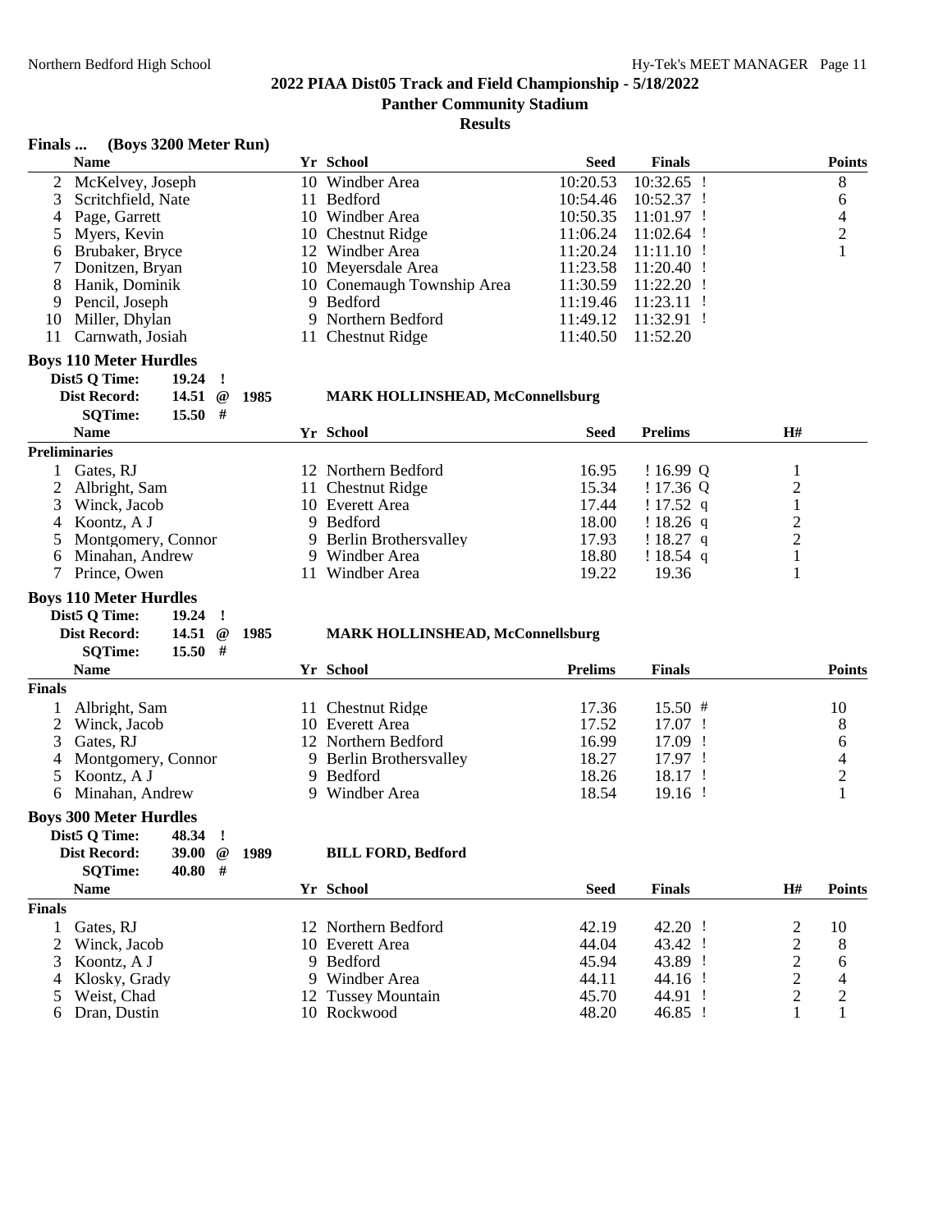# 2022 PIAA Dist05 Track and Field Championship - 5/18/2022

## Panther Community Stadium

### Results

**Finals ... (Boys 3200 Meter Run)**

| | Name | Yr | School | Seed | Finals | Points |
|---|---|---|---|---|---|---|
| 2 | McKelvey, Joseph | 10 | Windber Area | 10:20.53 | 10:32.65 ! | 8 |
| 3 | Scritchfield, Nate | 11 | Bedford | 10:54.46 | 10:52.37 ! | 6 |
| 4 | Page, Garrett | 10 | Windber Area | 10:50.35 | 11:01.97 ! | 4 |
| 5 | Myers, Kevin | 10 | Chestnut Ridge | 11:06.24 | 11:02.64 ! | 2 |
| 6 | Brubaker, Bryce | 12 | Windber Area | 11:20.24 | 11:11.10 ! | 1 |
| 7 | Donitzen, Bryan | 10 | Meyersdale Area | 11:23.58 | 11:20.40 ! | |
| 8 | Hanik, Dominik | 10 | Conemaugh Township Area | 11:30.59 | 11:22.20 ! | |
| 9 | Pencil, Joseph | 9 | Bedford | 11:19.46 | 11:23.11 ! | |
| 10 | Miller, Dhylan | 9 | Northern Bedford | 11:49.12 | 11:32.91 ! | |
| 11 | Carnwath, Josiah | 11 | Chestnut Ridge | 11:40.50 | 11:52.20 | |

**Boys 110 Meter Hurdles**

Dist5 Q Time: 19.24 !
Dist Record: 14.51 @ 1985 MARK HOLLINSHEAD, McConnellsburg
SQTime: 15.50 #

**Preliminaries**

| | Name | Yr | School | Seed | Prelims | H# |
|---|---|---|---|---|---|---|
| 1 | Gates, RJ | 12 | Northern Bedford | 16.95 | ! 16.99 Q | 1 |
| 2 | Albright, Sam | 11 | Chestnut Ridge | 15.34 | ! 17.36 Q | 2 |
| 3 | Winck, Jacob | 10 | Everett Area | 17.44 | ! 17.52 q | 1 |
| 4 | Koontz, A J | 9 | Bedford | 18.00 | ! 18.26 q | 2 |
| 5 | Montgomery, Connor | 9 | Berlin Brothersvalley | 17.93 | ! 18.27 q | 2 |
| 6 | Minahan, Andrew | 9 | Windber Area | 18.80 | ! 18.54 q | 1 |
| 7 | Prince, Owen | 11 | Windber Area | 19.22 | 19.36 | 1 |

**Boys 110 Meter Hurdles**

Dist5 Q Time: 19.24 !
Dist Record: 14.51 @ 1985 MARK HOLLINSHEAD, McConnellsburg
SQTime: 15.50 #

**Finals**

| | Name | Yr | School | Prelims | Finals | Points |
|---|---|---|---|---|---|---|
| 1 | Albright, Sam | 11 | Chestnut Ridge | 17.36 | 15.50 # | 10 |
| 2 | Winck, Jacob | 10 | Everett Area | 17.52 | 17.07 ! | 8 |
| 3 | Gates, RJ | 12 | Northern Bedford | 16.99 | 17.09 ! | 6 |
| 4 | Montgomery, Connor | 9 | Berlin Brothersvalley | 18.27 | 17.97 ! | 4 |
| 5 | Koontz, A J | 9 | Bedford | 18.26 | 18.17 ! | 2 |
| 6 | Minahan, Andrew | 9 | Windber Area | 18.54 | 19.16 ! | 1 |

**Boys 300 Meter Hurdles**

Dist5 Q Time: 48.34 !
Dist Record: 39.00 @ 1989 BILL FORD, Bedford
SQTime: 40.80 #

**Finals**

| | Name | Yr | School | Seed | Finals | H# | Points |
|---|---|---|---|---|---|---|---|
| 1 | Gates, RJ | 12 | Northern Bedford | 42.19 | 42.20 ! | 2 | 10 |
| 2 | Winck, Jacob | 10 | Everett Area | 44.04 | 43.42 ! | 2 | 8 |
| 3 | Koontz, A J | 9 | Bedford | 45.94 | 43.89 ! | 2 | 6 |
| 4 | Klosky, Grady | 9 | Windber Area | 44.11 | 44.16 ! | 2 | 4 |
| 5 | Weist, Chad | 12 | Tussey Mountain | 45.70 | 44.91 ! | 2 | 2 |
| 6 | Dran, Dustin | 10 | Rockwood | 48.20 | 46.85 ! | 1 | 1 |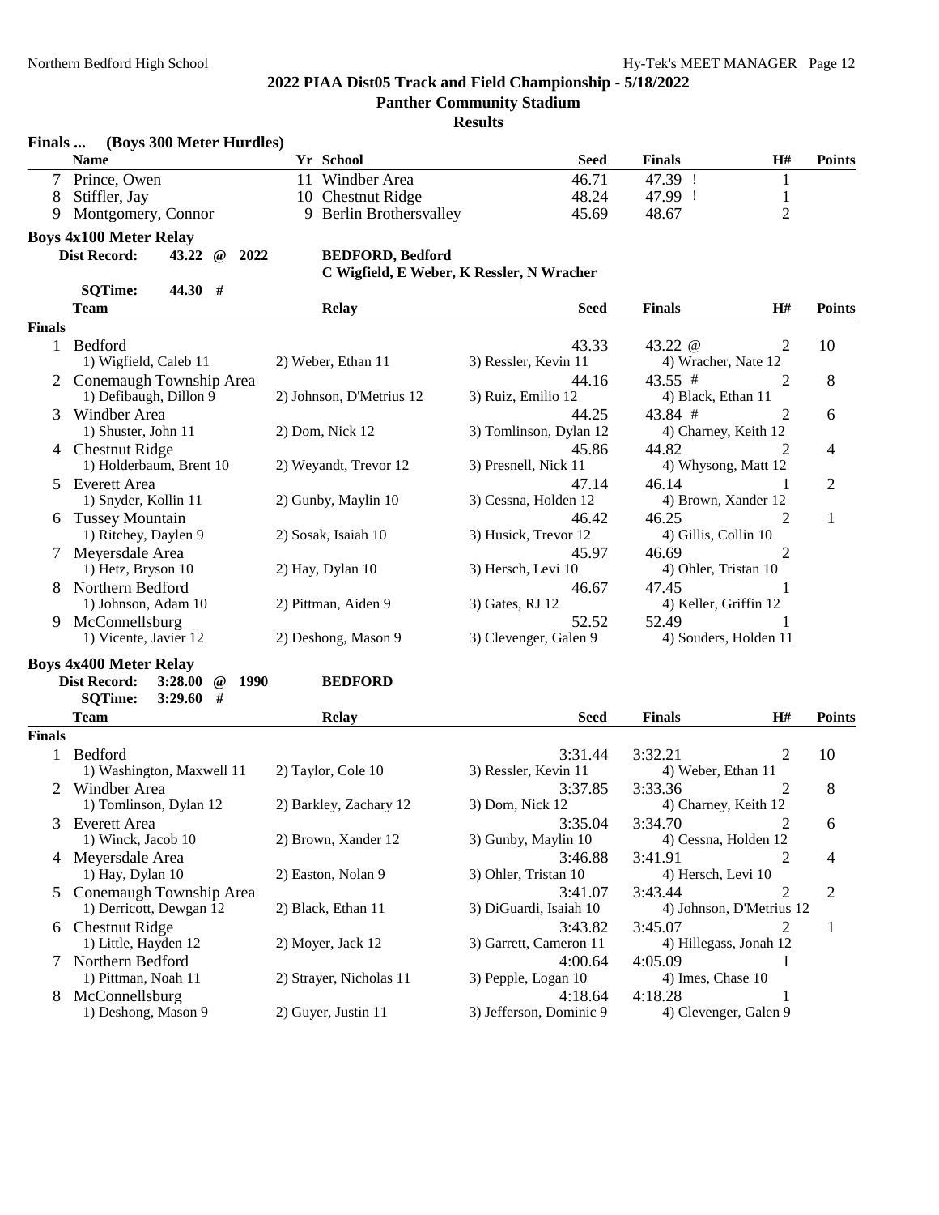## 2022 PIAA Dist05 Track and Field Championship - 5/18/2022

### Panther Community Stadium

### Results

**Finals ... (Boys 300 Meter Hurdles)**

| | Name | Yr | School | Seed | Finals | H# | Points |
|---|---|---|---|---|---|---|---|
| 7 | Prince, Owen | 11 | Windber Area | 46.71 | 47.39 ! | 1 | |
| 8 | Stiffler, Jay | 10 | Chestnut Ridge | 48.24 | 47.99 ! | 1 | |
| 9 | Montgomery, Connor | 9 | Berlin Brothersvalley | 45.69 | 48.67 | 2 | |

**Boys 4x100 Meter Relay**

**Dist Record:** 43.22 @ 2022 **BEDFORD, Bedford**
**C Wigfield, E Weber, K Ressler, N Wracher**

**SQTime:** 44.30 #

| | Team | Relay | Seed | Finals | H# | Points |
|---|---|---|---|---|---|---|
| **Finals** | | | | | | |
| 1 | Bedford | | 43.33 | 43.22 @ | 2 | 10 |
| | 1) Wigfield, Caleb 11 | 2) Weber, Ethan 11 | 3) Ressler, Kevin 11 | 4) Wracher, Nate 12 | | |
| 2 | Conemaugh Township Area | | 44.16 | 43.55 # | 2 | 8 |
| | 1) Defibaugh, Dillon 9 | 2) Johnson, D'Metrius 12 | 3) Ruiz, Emilio 12 | 4) Black, Ethan 11 | | |
| 3 | Windber Area | | 44.25 | 43.84 # | 2 | 6 |
| | 1) Shuster, John 11 | 2) Dom, Nick 12 | 3) Tomlinson, Dylan 12 | 4) Charney, Keith 12 | | |
| 4 | Chestnut Ridge | | 45.86 | 44.82 | 2 | 4 |
| | 1) Holderbaum, Brent 10 | 2) Weyandt, Trevor 12 | 3) Presnell, Nick 11 | 4) Whysong, Matt 12 | | |
| 5 | Everett Area | | 47.14 | 46.14 | 1 | 2 |
| | 1) Snyder, Kollin 11 | 2) Gunby, Maylin 10 | 3) Cessna, Holden 12 | 4) Brown, Xander 12 | | |
| 6 | Tussey Mountain | | 46.42 | 46.25 | 2 | 1 |
| | 1) Ritchey, Daylen 9 | 2) Sosak, Isaiah 10 | 3) Husick, Trevor 12 | 4) Gillis, Collin 10 | | |
| 7 | Meyersdale Area | | 45.97 | 46.69 | 2 | |
| | 1) Hetz, Bryson 10 | 2) Hay, Dylan 10 | 3) Hersch, Levi 10 | 4) Ohler, Tristan 10 | | |
| 8 | Northern Bedford | | 46.67 | 47.45 | 1 | |
| | 1) Johnson, Adam 10 | 2) Pittman, Aiden 9 | 3) Gates, RJ 12 | 4) Keller, Griffin 12 | | |
| 9 | McConnellsburg | | 52.52 | 52.49 | 1 | |
| | 1) Vicente, Javier 12 | 2) Deshong, Mason 9 | 3) Clevenger, Galen 9 | 4) Souders, Holden 11 | | |

**Boys 4x400 Meter Relay**

**Dist Record:** 3:28.00 @ 1990 **BEDFORD**

**SQTime:** 3:29.60 #

| | Team | Relay | Seed | Finals | H# | Points |
|---|---|---|---|---|---|---|
| **Finals** | | | | | | |
| 1 | Bedford | | 3:31.44 | 3:32.21 | 2 | 10 |
| | 1) Washington, Maxwell 11 | 2) Taylor, Cole 10 | 3) Ressler, Kevin 11 | 4) Weber, Ethan 11 | | |
| 2 | Windber Area | | 3:37.85 | 3:33.36 | 2 | 8 |
| | 1) Tomlinson, Dylan 12 | 2) Barkley, Zachary 12 | 3) Dom, Nick 12 | 4) Charney, Keith 12 | | |
| 3 | Everett Area | | 3:35.04 | 3:34.70 | 2 | 6 |
| | 1) Winck, Jacob 10 | 2) Brown, Xander 12 | 3) Gunby, Maylin 10 | 4) Cessna, Holden 12 | | |
| 4 | Meyersdale Area | | 3:46.88 | 3:41.91 | 2 | 4 |
| | 1) Hay, Dylan 10 | 2) Easton, Nolan 9 | 3) Ohler, Tristan 10 | 4) Hersch, Levi 10 | | |
| 5 | Conemaugh Township Area | | 3:41.07 | 3:43.44 | 2 | 2 |
| | 1) Derricott, Dewgan 12 | 2) Black, Ethan 11 | 3) DiGuardi, Isaiah 10 | 4) Johnson, D'Metrius 12 | | |
| 6 | Chestnut Ridge | | 3:43.82 | 3:45.07 | 2 | 1 |
| | 1) Little, Hayden 12 | 2) Moyer, Jack 12 | 3) Garrett, Cameron 11 | 4) Hillegass, Jonah 12 | | |
| 7 | Northern Bedford | | 4:00.64 | 4:05.09 | 1 | |
| | 1) Pittman, Noah 11 | 2) Strayer, Nicholas 11 | 3) Pepple, Logan 10 | 4) Imes, Chase 10 | | |
| 8 | McConnellsburg | | 4:18.64 | 4:18.28 | 1 | |
| | 1) Deshong, Mason 9 | 2) Guyer, Justin 11 | 3) Jefferson, Dominic 9 | 4) Clevenger, Galen 9 | | |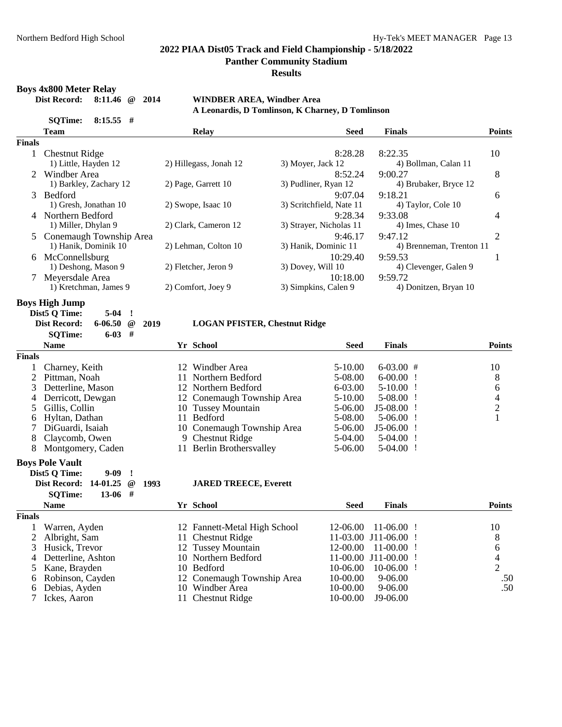**2022 PIAA Dist05 Track and Field Championship - 5/18/2022**

**Panther Community Stadium**

**Results**

### Boys 4x800 Meter Relay

**Dist Record:** 8:11.46 @ 2014 — **WINDBER AREA, Windber Area** — **A Leonardis, D Tomlinson, K Charney, D Tomlinson**

**SQTime:** 8:15.55 #

| | Team | Relay | | Seed | Finals | Points |
|---|---|---|---|---|---|---|
| **Finals** | | | | | | |
| 1 | Chestnut Ridge | | | 8:28.28 | 8:22.35 | 10 |
| | 1) Little, Hayden 12 | 2) Hillegass, Jonah 12 | 3) Moyer, Jack 12 | | 4) Bollman, Calan 11 | |
| 2 | Windber Area | | | 8:52.24 | 9:00.27 | 8 |
| | 1) Barkley, Zachary 12 | 2) Page, Garrett 10 | 3) Pudliner, Ryan 12 | | 4) Brubaker, Bryce 12 | |
| 3 | Bedford | | | 9:07.04 | 9:18.21 | 6 |
| | 1) Gresh, Jonathan 10 | 2) Swope, Isaac 10 | 3) Scritchfield, Nate 11 | | 4) Taylor, Cole 10 | |
| 4 | Northern Bedford | | | 9:28.34 | 9:33.08 | 4 |
| | 1) Miller, Dhylan 9 | 2) Clark, Cameron 12 | 3) Strayer, Nicholas 11 | | 4) Imes, Chase 10 | |
| 5 | Conemaugh Township Area | | | 9:46.17 | 9:47.12 | 2 |
| | 1) Hanik, Dominik 10 | 2) Lehman, Colton 10 | 3) Hanik, Dominic 11 | | 4) Brenneman, Trenton 11 | |
| 6 | McConnellsburg | | | 10:29.40 | 9:59.53 | 1 |
| | 1) Deshong, Mason 9 | 2) Fletcher, Jeron 9 | 3) Dovey, Will 10 | | 4) Clevenger, Galen 9 | |
| 7 | Meyersdale Area | | | 10:18.00 | 9:59.72 | |
| | 1) Kretchman, James 9 | 2) Comfort, Joey 9 | 3) Simpkins, Calen 9 | | 4) Donitzen, Bryan 10 | |

### Boys High Jump

**Dist5 Q Time:** 5-04 !

**Dist Record:** 6-06.50 @ 2019 — **LOGAN PFISTER, Chestnut Ridge**

**SQTime:** 6-03 #

| | Name | Yr | School | Seed | Finals | Points |
|---|---|---|---|---|---|---|
| **Finals** | | | | | | |
| 1 | Charney, Keith | 12 | Windber Area | 5-10.00 | 6-03.00 # | 10 |
| 2 | Pittman, Noah | 11 | Northern Bedford | 5-08.00 | 6-00.00 ! | 8 |
| 3 | Detterline, Mason | 12 | Northern Bedford | 6-03.00 | 5-10.00 ! | 6 |
| 4 | Derricott, Dewgan | 12 | Conemaugh Township Area | 5-10.00 | 5-08.00 ! | 4 |
| 5 | Gillis, Collin | 10 | Tussey Mountain | 5-06.00 | J5-08.00 ! | 2 |
| 6 | Hyltan, Dathan | 11 | Bedford | 5-08.00 | 5-06.00 ! | 1 |
| 7 | DiGuardi, Isaiah | 10 | Conemaugh Township Area | 5-06.00 | J5-06.00 ! | |
| 8 | Claycomb, Owen | 9 | Chestnut Ridge | 5-04.00 | 5-04.00 ! | |
| 8 | Montgomery, Caden | 11 | Berlin Brothersvalley | 5-06.00 | 5-04.00 ! | |

### Boys Pole Vault

**Dist5 Q Time:** 9-09 !

**Dist Record:** 14-01.25 @ 1993 — **JARED TREECE, Everett**

**SQTime:** 13-06 #

| | Name | Yr | School | Seed | Finals | Points |
|---|---|---|---|---|---|---|
| **Finals** | | | | | | |
| 1 | Warren, Ayden | 12 | Fannett-Metal High School | 12-06.00 | 11-06.00 ! | 10 |
| 2 | Albright, Sam | 11 | Chestnut Ridge | 11-03.00 | J11-06.00 ! | 8 |
| 3 | Husick, Trevor | 12 | Tussey Mountain | 12-00.00 | 11-00.00 ! | 6 |
| 4 | Detterline, Ashton | 10 | Northern Bedford | 11-00.00 | J11-00.00 ! | 4 |
| 5 | Kane, Brayden | 10 | Bedford | 10-06.00 | 10-06.00 ! | 2 |
| 6 | Robinson, Cayden | 12 | Conemaugh Township Area | 10-00.00 | 9-06.00 | .50 |
| 6 | Debias, Ayden | 10 | Windber Area | 10-00.00 | 9-06.00 | .50 |
| 7 | Ickes, Aaron | 11 | Chestnut Ridge | 10-00.00 | J9-06.00 | |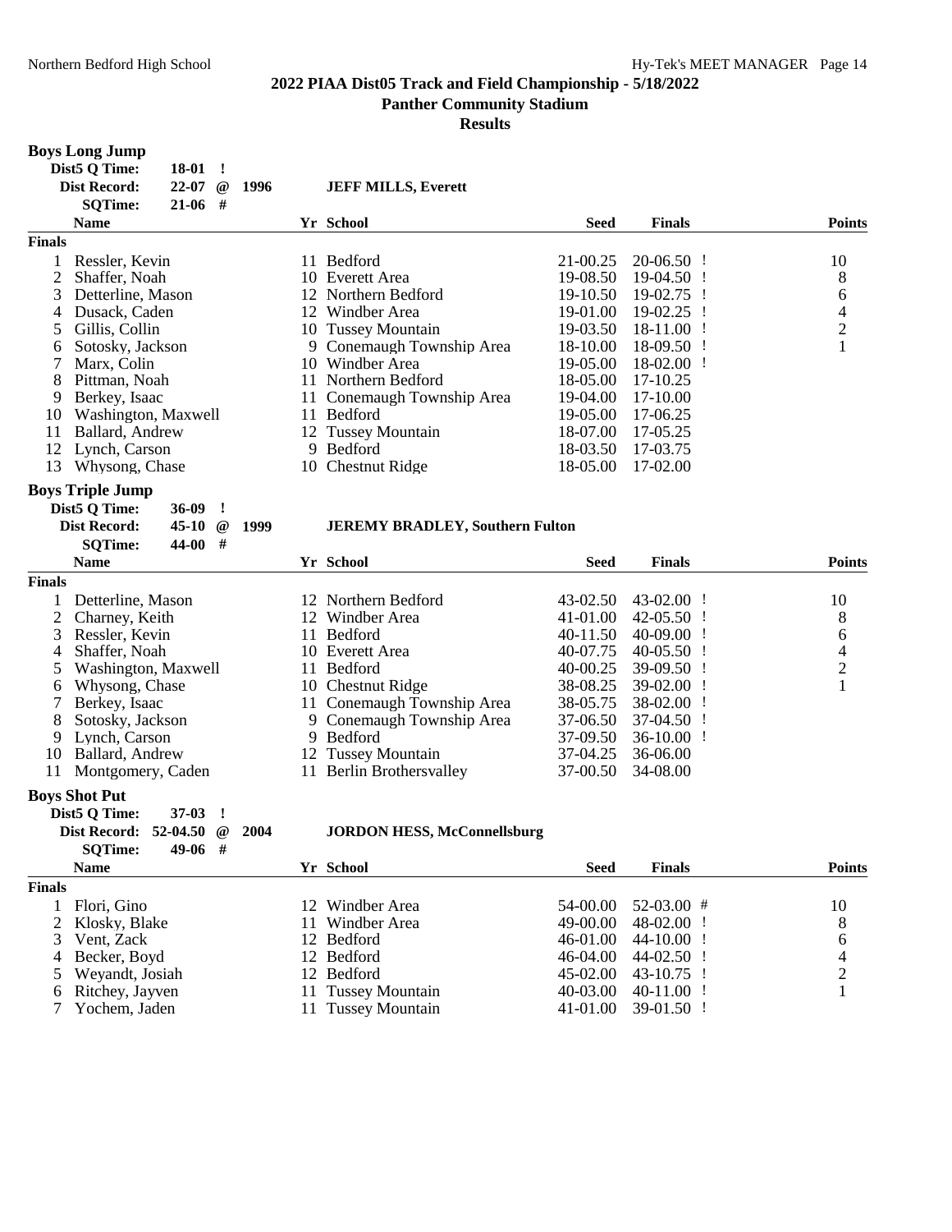## 2022 PIAA Dist05 Track and Field Championship - 5/18/2022

**Panther Community Stadium**

**Results**

### Boys Long Jump

| | | | |
|---|---|---|---|
| **Dist5 Q Time:** | 18-01 ! | | |
| **Dist Record:** | 22-07 @ | 1996 | **JEFF MILLS, Everett** |
| **SQTime:** | 21-06 # | | |

| | Name | Yr | School | Seed | Finals | Points |
|---|---|---|---|---|---|---|
| **Finals** | | | | | | |
| 1 | Ressler, Kevin | 11 | Bedford | 21-00.25 | 20-06.50 ! | 10 |
| 2 | Shaffer, Noah | 10 | Everett Area | 19-08.50 | 19-04.50 ! | 8 |
| 3 | Detterline, Mason | 12 | Northern Bedford | 19-10.50 | 19-02.75 ! | 6 |
| 4 | Dusack, Caden | 12 | Windber Area | 19-01.00 | 19-02.25 ! | 4 |
| 5 | Gillis, Collin | 10 | Tussey Mountain | 19-03.50 | 18-11.00 ! | 2 |
| 6 | Sotosky, Jackson | 9 | Conemaugh Township Area | 18-10.00 | 18-09.50 ! | 1 |
| 7 | Marx, Colin | 10 | Windber Area | 19-05.00 | 18-02.00 ! | |
| 8 | Pittman, Noah | 11 | Northern Bedford | 18-05.00 | 17-10.25 | |
| 9 | Berkey, Isaac | 11 | Conemaugh Township Area | 19-04.00 | 17-10.00 | |
| 10 | Washington, Maxwell | 11 | Bedford | 19-05.00 | 17-06.25 | |
| 11 | Ballard, Andrew | 12 | Tussey Mountain | 18-07.00 | 17-05.25 | |
| 12 | Lynch, Carson | 9 | Bedford | 18-03.50 | 17-03.75 | |
| 13 | Whysong, Chase | 10 | Chestnut Ridge | 18-05.00 | 17-02.00 | |

### Boys Triple Jump

| | | | |
|---|---|---|---|
| **Dist5 Q Time:** | 36-09 ! | | |
| **Dist Record:** | 45-10 @ | 1999 | **JEREMY BRADLEY, Southern Fulton** |
| **SQTime:** | 44-00 # | | |

| | Name | Yr | School | Seed | Finals | Points |
|---|---|---|---|---|---|---|
| **Finals** | | | | | | |
| 1 | Detterline, Mason | 12 | Northern Bedford | 43-02.50 | 43-02.00 ! | 10 |
| 2 | Charney, Keith | 12 | Windber Area | 41-01.00 | 42-05.50 ! | 8 |
| 3 | Ressler, Kevin | 11 | Bedford | 40-11.50 | 40-09.00 ! | 6 |
| 4 | Shaffer, Noah | 10 | Everett Area | 40-07.75 | 40-05.50 ! | 4 |
| 5 | Washington, Maxwell | 11 | Bedford | 40-00.25 | 39-09.50 ! | 2 |
| 6 | Whysong, Chase | 10 | Chestnut Ridge | 38-08.25 | 39-02.00 ! | 1 |
| 7 | Berkey, Isaac | 11 | Conemaugh Township Area | 38-05.75 | 38-02.00 ! | |
| 8 | Sotosky, Jackson | 9 | Conemaugh Township Area | 37-06.50 | 37-04.50 ! | |
| 9 | Lynch, Carson | 9 | Bedford | 37-09.50 | 36-10.00 ! | |
| 10 | Ballard, Andrew | 12 | Tussey Mountain | 37-04.25 | 36-06.00 | |
| 11 | Montgomery, Caden | 11 | Berlin Brothersvalley | 37-00.50 | 34-08.00 | |

### Boys Shot Put

| | | | |
|---|---|---|---|
| **Dist5 Q Time:** | 37-03 ! | | |
| **Dist Record:** | 52-04.50 @ | 2004 | **JORDON HESS, McConnellsburg** |
| **SQTime:** | 49-06 # | | |

| | Name | Yr | School | Seed | Finals | Points |
|---|---|---|---|---|---|---|
| **Finals** | | | | | | |
| 1 | Flori, Gino | 12 | Windber Area | 54-00.00 | 52-03.00 # | 10 |
| 2 | Klosky, Blake | 11 | Windber Area | 49-00.00 | 48-02.00 ! | 8 |
| 3 | Vent, Zack | 12 | Bedford | 46-01.00 | 44-10.00 ! | 6 |
| 4 | Becker, Boyd | 12 | Bedford | 46-04.00 | 44-02.50 ! | 4 |
| 5 | Weyandt, Josiah | 12 | Bedford | 45-02.00 | 43-10.75 ! | 2 |
| 6 | Ritchey, Jayven | 11 | Tussey Mountain | 40-03.00 | 40-11.00 ! | 1 |
| 7 | Yochem, Jaden | 11 | Tussey Mountain | 41-01.00 | 39-01.50 ! | |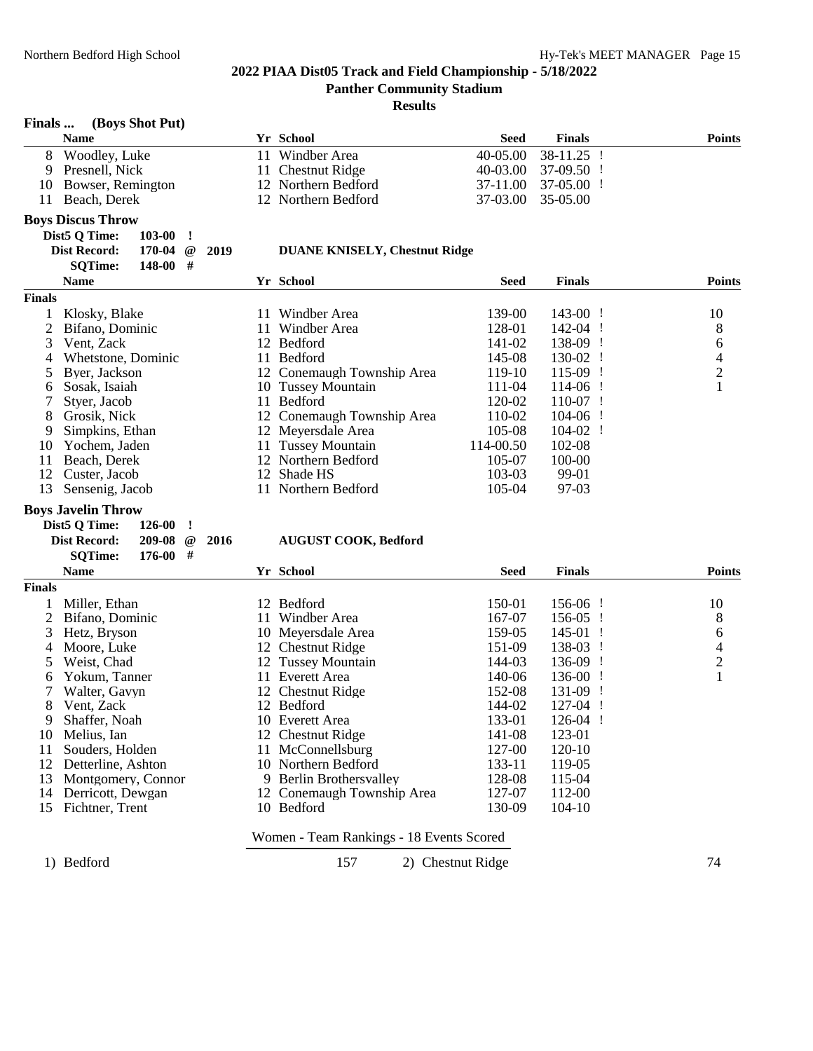## 2022 PIAA Dist05 Track and Field Championship - 5/18/2022

### Panther Community Stadium

### Results

**Finals ... (Boys Shot Put)**

| | Name | Yr | School | Seed | Finals | Points |
|---|---|---|---|---|---|---|
| 8 | Woodley, Luke | 11 | Windber Area | 40-05.00 | 38-11.25 ! | |
| 9 | Presnell, Nick | 11 | Chestnut Ridge | 40-03.00 | 37-09.50 ! | |
| 10 | Bowser, Remington | 12 | Northern Bedford | 37-11.00 | 37-05.00 ! | |
| 11 | Beach, Derek | 12 | Northern Bedford | 37-03.00 | 35-05.00 | |

**Boys Discus Throw**

Dist5 Q Time: 103-00 !
Dist Record: 170-04 @ 2019 DUANE KNISELY, Chestnut Ridge
SQTime: 148-00 #

| | Name | Yr | School | Seed | Finals | Points |
|---|---|---|---|---|---|---|
| **Finals** | | | | | | |
| 1 | Klosky, Blake | 11 | Windber Area | 139-00 | 143-00 ! | 10 |
| 2 | Bifano, Dominic | 11 | Windber Area | 128-01 | 142-04 ! | 8 |
| 3 | Vent, Zack | 12 | Bedford | 141-02 | 138-09 ! | 6 |
| 4 | Whetstone, Dominic | 11 | Bedford | 145-08 | 130-02 ! | 4 |
| 5 | Byer, Jackson | 12 | Conemaugh Township Area | 119-10 | 115-09 ! | 2 |
| 6 | Sosak, Isaiah | 10 | Tussey Mountain | 111-04 | 114-06 ! | 1 |
| 7 | Styer, Jacob | 11 | Bedford | 120-02 | 110-07 ! | |
| 8 | Grosik, Nick | 12 | Conemaugh Township Area | 110-02 | 104-06 ! | |
| 9 | Simpkins, Ethan | 12 | Meyersdale Area | 105-08 | 104-02 ! | |
| 10 | Yochem, Jaden | 11 | Tussey Mountain | 114-00.50 | 102-08 | |
| 11 | Beach, Derek | 12 | Northern Bedford | 105-07 | 100-00 | |
| 12 | Custer, Jacob | 12 | Shade HS | 103-03 | 99-01 | |
| 13 | Sensenig, Jacob | 11 | Northern Bedford | 105-04 | 97-03 | |

**Boys Javelin Throw**

Dist5 Q Time: 126-00 !
Dist Record: 209-08 @ 2016 AUGUST COOK, Bedford
SQTime: 176-00 #

| | Name | Yr | School | Seed | Finals | Points |
|---|---|---|---|---|---|---|
| **Finals** | | | | | | |
| 1 | Miller, Ethan | 12 | Bedford | 150-01 | 156-06 ! | 10 |
| 2 | Bifano, Dominic | 11 | Windber Area | 167-07 | 156-05 ! | 8 |
| 3 | Hetz, Bryson | 10 | Meyersdale Area | 159-05 | 145-01 ! | 6 |
| 4 | Moore, Luke | 12 | Chestnut Ridge | 151-09 | 138-03 ! | 4 |
| 5 | Weist, Chad | 12 | Tussey Mountain | 144-03 | 136-09 ! | 2 |
| 6 | Yokum, Tanner | 11 | Everett Area | 140-06 | 136-00 ! | 1 |
| 7 | Walter, Gavyn | 12 | Chestnut Ridge | 152-08 | 131-09 ! | |
| 8 | Vent, Zack | 12 | Bedford | 144-02 | 127-04 ! | |
| 9 | Shaffer, Noah | 10 | Everett Area | 133-01 | 126-04 ! | |
| 10 | Melius, Ian | 12 | Chestnut Ridge | 141-08 | 123-01 | |
| 11 | Souders, Holden | 11 | McConnellsburg | 127-00 | 120-10 | |
| 12 | Detterline, Ashton | 10 | Northern Bedford | 133-11 | 119-05 | |
| 13 | Montgomery, Connor | 9 | Berlin Brothersvalley | 128-08 | 115-04 | |
| 14 | Derricott, Dewgan | 12 | Conemaugh Township Area | 127-07 | 112-00 | |
| 15 | Fichtner, Trent | 10 | Bedford | 130-09 | 104-10 | |

**Women - Team Rankings - 18 Events Scored**

| Rank | Team | Points |
|---|---|---|
| 1) | Bedford | 157 |
| 2) | Chestnut Ridge | 74 |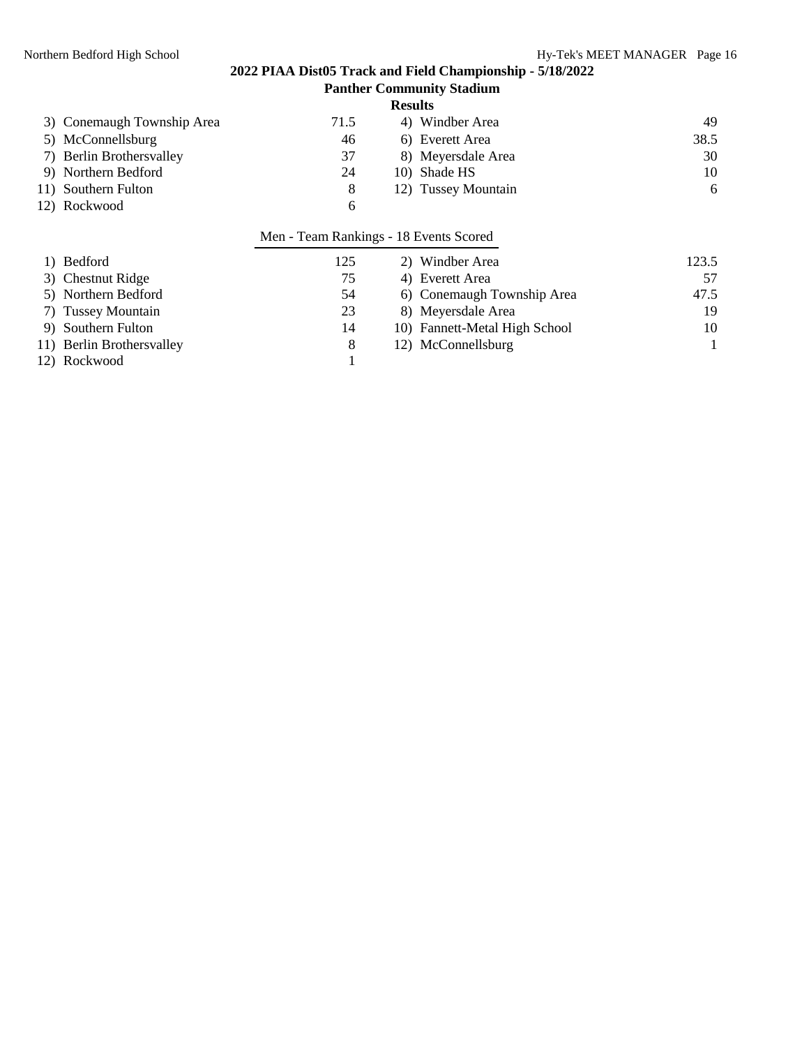## 2022 PIAA Dist05 Track and Field Championship - 5/18/2022

### Panther Community Stadium

### Results

| | | | |
|---|---|---|---|
| 3) Conemaugh Township Area | 71.5 | 4) Windber Area | 49 |
| 5) McConnellsburg | 46 | 6) Everett Area | 38.5 |
| 7) Berlin Brothersvalley | 37 | 8) Meyersdale Area | 30 |
| 9) Northern Bedford | 24 | 10) Shade HS | 10 |
| 11) Southern Fulton | 8 | 12) Tussey Mountain | 6 |
| 12) Rockwood | 6 | | |

Men - Team Rankings - 18 Events Scored

| | | | |
|---|---|---|---|
| 1) Bedford | 125 | 2) Windber Area | 123.5 |
| 3) Chestnut Ridge | 75 | 4) Everett Area | 57 |
| 5) Northern Bedford | 54 | 6) Conemaugh Township Area | 47.5 |
| 7) Tussey Mountain | 23 | 8) Meyersdale Area | 19 |
| 9) Southern Fulton | 14 | 10) Fannett-Metal High School | 10 |
| 11) Berlin Brothersvalley | 8 | 12) McConnellsburg | 1 |
| 12) Rockwood | 1 | | |